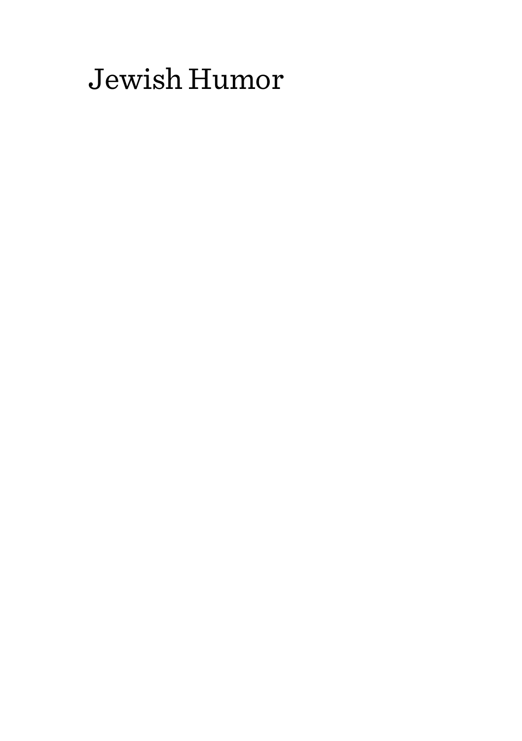# Jewish Humor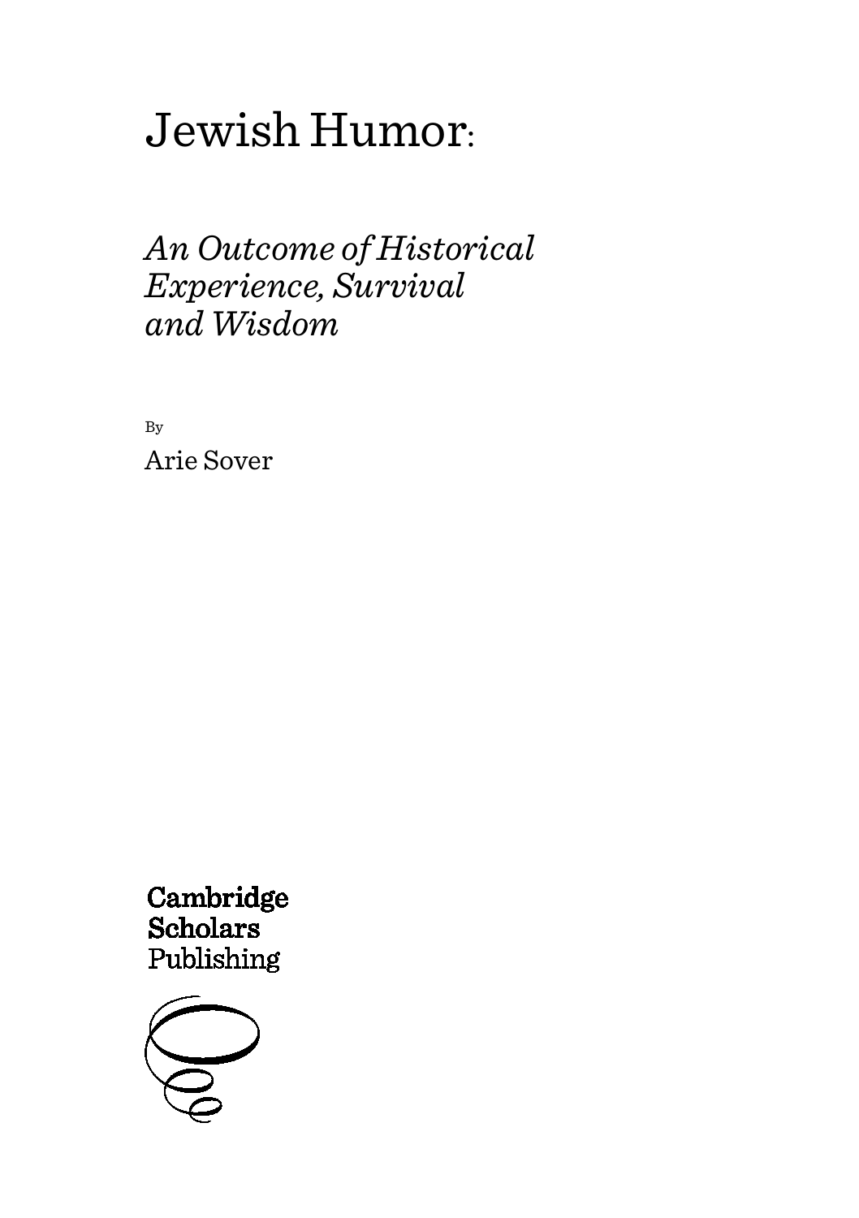# Jewish Humor:

## *An Outcome of Historical Experience, Survival and Wisdom*

By

Arie Sover

Cambridge Scholars Publishing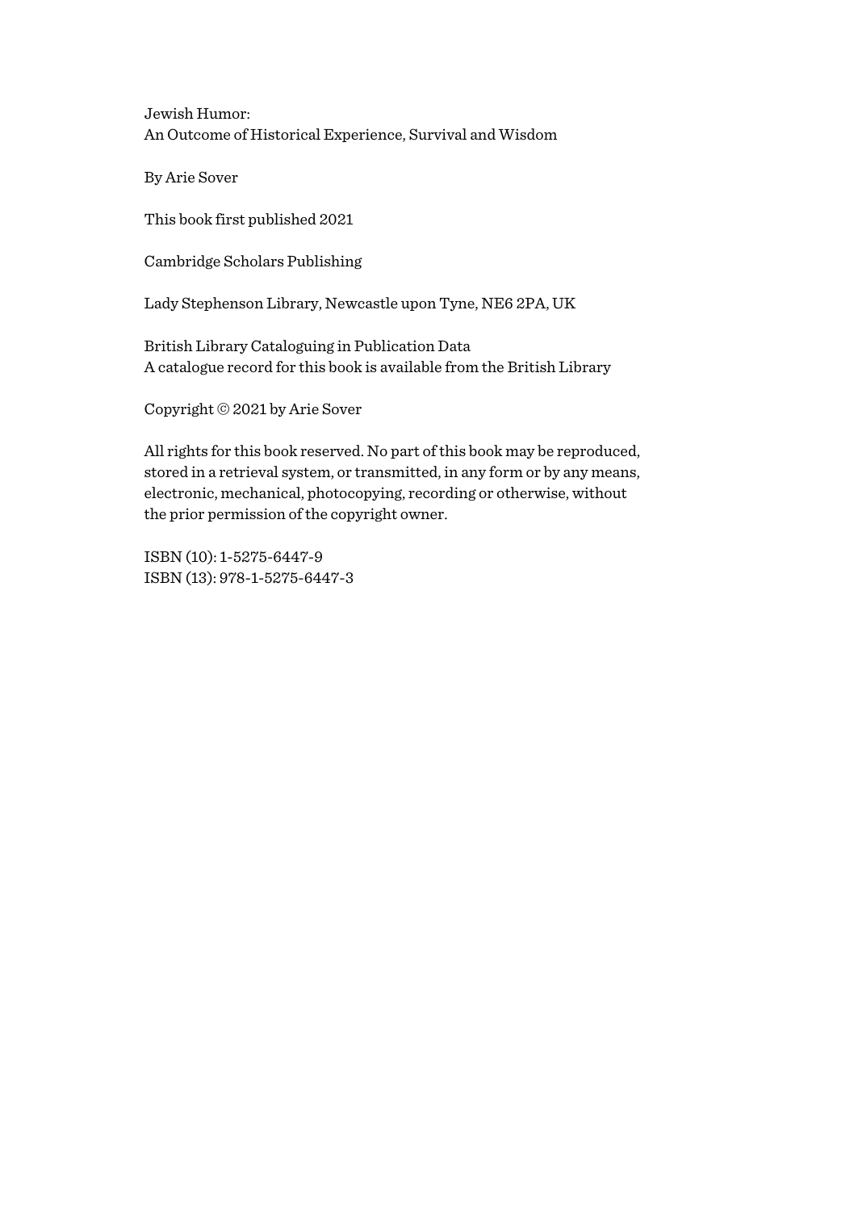Jewish Humor:
An Outcome of Historical Experience, Survival and Wisdom

By Arie Sover

This book first published 2021

Cambridge Scholars Publishing

Lady Stephenson Library, Newcastle upon Tyne, NE6 2PA, UK

British Library Cataloguing in Publication Data
A catalogue record for this book is available from the British Library

Copyright © 2021 by Arie Sover

All rights for this book reserved. No part of this book may be reproduced, stored in a retrieval system, or transmitted, in any form or by any means, electronic, mechanical, photocopying, recording or otherwise, without the prior permission of the copyright owner.

ISBN (10): 1-5275-6447-9
ISBN (13): 978-1-5275-6447-3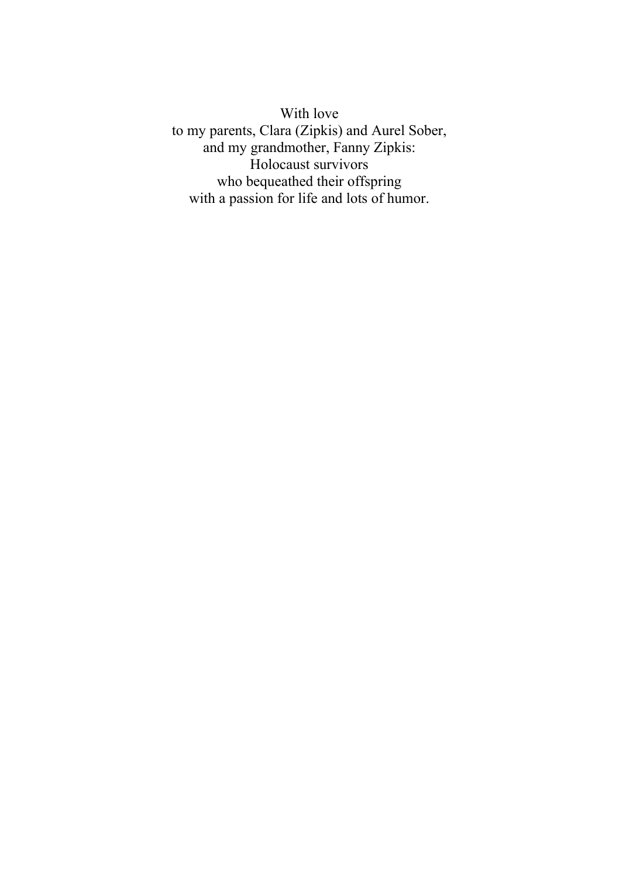With love
to my parents, Clara (Zipkis) and Aurel Sober,
and my grandmother, Fanny Zipkis:
Holocaust survivors
who bequeathed their offspring
with a passion for life and lots of humor.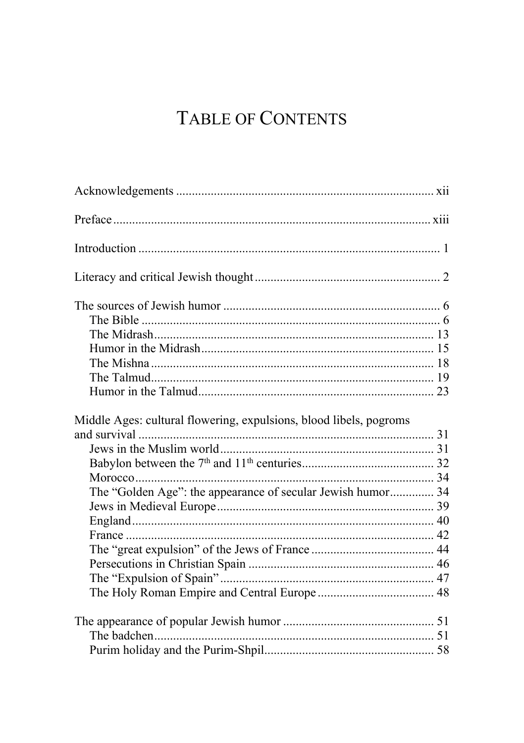# Table of Contents

Acknowledgements ................................................................................ xii

Preface ................................................................................................ xiii

Introduction .......................................................................................... 1

Literacy and critical Jewish thought ...................................................... 2

The sources of Jewish humor ................................................................ 6
- The Bible .......................................................................................... 6
- The Midrash ..................................................................................... 13
- Humor in the Midrash ...................................................................... 15
- The Mishna ...................................................................................... 18
- The Talmud ...................................................................................... 19
- Humor in the Talmud ....................................................................... 23

Middle Ages: cultural flowering, expulsions, blood libels, pogroms and survival ........................................................................................ 31
- Jews in the Muslim world ................................................................ 31
- Babylon between the 7th and 11th centuries ..................................... 32
- Morocco ........................................................................................... 34
- The "Golden Age": the appearance of secular Jewish humor ............ 34
- Jews in Medieval Europe .................................................................. 39
- England ............................................................................................ 40
- France .............................................................................................. 42
- The "great expulsion" of the Jews of France .................................... 44
- Persecutions in Christian Spain ........................................................ 46
- The "Expulsion of Spain" ................................................................. 47
- The Holy Roman Empire and Central Europe ................................... 48

The appearance of popular Jewish humor ............................................. 51
- The badchen ..................................................................................... 51
- Purim holiday and the Purim-Shpil ................................................... 58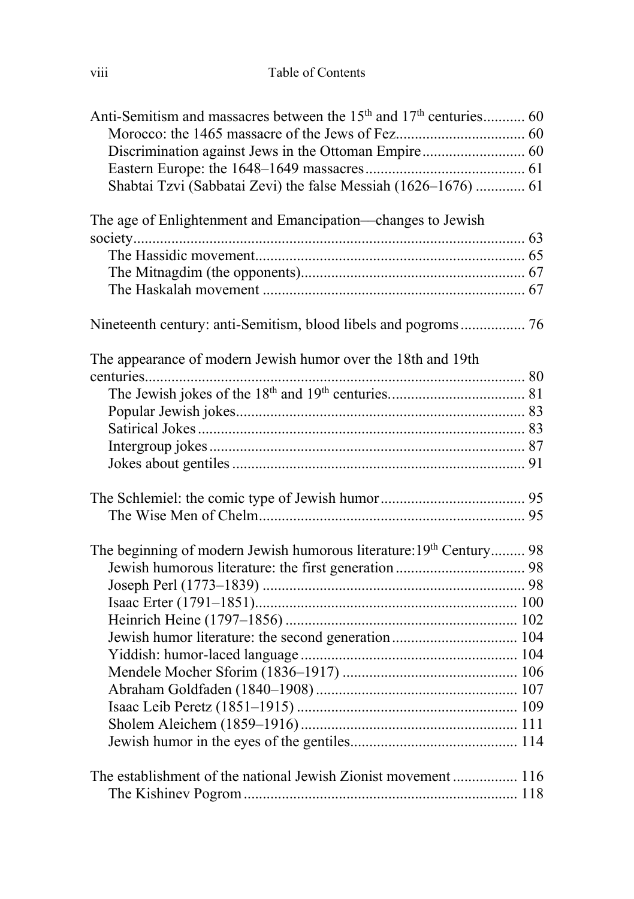Anti-Semitism and massacres between the 15th and 17th centuries........... 60
- Morocco: the 1465 massacre of the Jews of Fez.................................. 60
- Discrimination against Jews in the Ottoman Empire........................... 60
- Eastern Europe: the 1648–1649 massacres.......................................... 61
- Shabtai Tzvi (Sabbatai Zevi) the false Messiah (1626–1676) ............. 61

The age of Enlightenment and Emancipation—changes to Jewish society...................................................................................................... 63
- The Hassidic movement....................................................................... 65
- The Mitnagdim (the opponents)........................................................... 67
- The Haskalah movement ..................................................................... 67

Nineteenth century: anti-Semitism, blood libels and pogroms................. 76

The appearance of modern Jewish humor over the 18th and 19th centuries.................................................................................................... 80
- The Jewish jokes of the 18th and 19th centuries.................................... 81
- Popular Jewish jokes............................................................................ 83
- Satirical Jokes...................................................................................... 83
- Intergroup jokes................................................................................... 87
- Jokes about gentiles ............................................................................. 91

The Schlemiel: the comic type of Jewish humor...................................... 95
- The Wise Men of Chelm...................................................................... 95

The beginning of modern Jewish humorous literature:19th Century......... 98
- Jewish humorous literature: the first generation.................................. 98
- Joseph Perl (1773–1839) ..................................................................... 98
- Isaac Erter (1791–1851)..................................................................... 100
- Heinrich Heine (1797–1856) ............................................................. 102
- Jewish humor literature: the second generation................................. 104
- Yiddish: humor-laced language......................................................... 104
- Mendele Mocher Sforim (1836–1917) .............................................. 106
- Abraham Goldfaden (1840–1908) ..................................................... 107
- Isaac Leib Peretz (1851–1915) .......................................................... 109
- Sholem Aleichem (1859–1916)......................................................... 111
- Jewish humor in the eyes of the gentiles............................................ 114

The establishment of the national Jewish Zionist movement................. 116
- The Kishinev Pogrom........................................................................ 118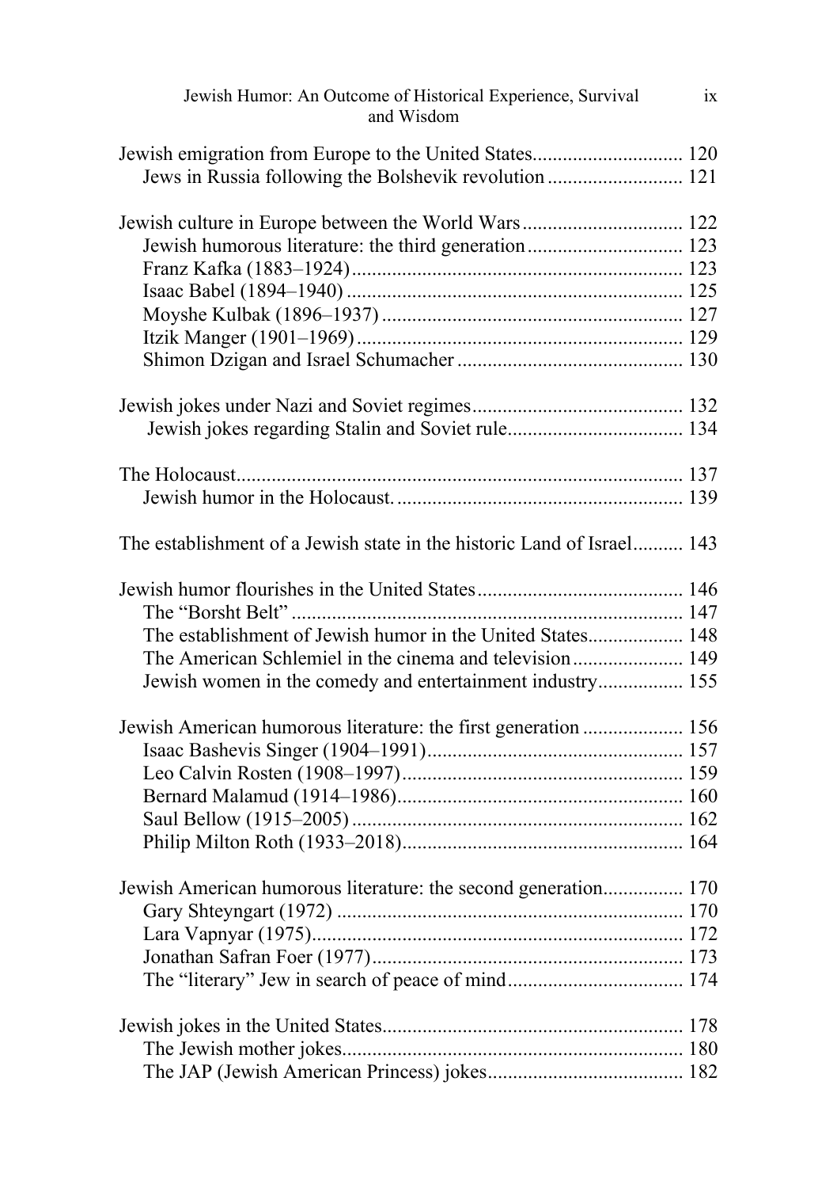Jewish emigration from Europe to the United States.............................. 120
Jews in Russia following the Bolshevik revolution........................... 121

Jewish culture in Europe between the World Wars................................ 122
Jewish humorous literature: the third generation............................... 123
Franz Kafka (1883–1924)................................................................. 123
Isaac Babel (1894–1940)................................................................. 125
Moyshe Kulbak (1896–1937)........................................................... 127
Itzik Manger (1901–1969)................................................................ 129
Shimon Dzigan and Israel Schumacher............................................ 130

Jewish jokes under Nazi and Soviet regimes.......................................... 132
Jewish jokes regarding Stalin and Soviet rule.................................. 134

The Holocaust........................................................................................ 137
Jewish humor in the Holocaust......................................................... 139

The establishment of a Jewish state in the historic Land of Israel.......... 143

Jewish humor flourishes in the United States......................................... 146
The "Borsht Belt"............................................................................. 147
The establishment of Jewish humor in the United States.................. 148
The American Schlemiel in the cinema and television...................... 149
Jewish women in the comedy and entertainment industry................ 155

Jewish American humorous literature: the first generation.................... 156
Isaac Bashevis Singer (1904–1991).................................................. 157
Leo Calvin Rosten (1908–1997)....................................................... 159
Bernard Malamud (1914–1986)........................................................ 160
Saul Bellow (1915–2005)................................................................. 162
Philip Milton Roth (1933–2018)....................................................... 164

Jewish American humorous literature: the second generation................ 170
Gary Shteyngart (1972).................................................................... 170
Lara Vapnyar (1975)......................................................................... 172
Jonathan Safran Foer (1977)............................................................. 173
The "literary" Jew in search of peace of mind.................................. 174

Jewish jokes in the United States............................................................ 178
The Jewish mother jokes................................................................... 180
The JAP (Jewish American Princess) jokes....................................... 182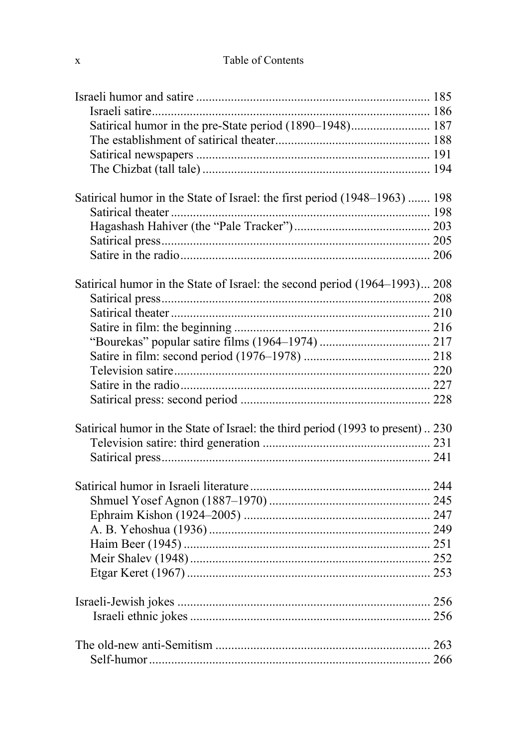Israeli humor and satire ........................................................................ 185
- Israeli satire...................................................................................... 186
- Satirical humor in the pre-State period (1890–1948)......................... 187
- The establishment of satirical theater................................................ 188
- Satirical newspapers ........................................................................ 191
- The Chizbat (tall tale) ...................................................................... 194

Satirical humor in the State of Israel: the first period (1948–1963) ....... 198
- Satirical theater ................................................................................ 198
- Hagashash Hahiver (the "Pale Tracker")........................................... 203
- Satirical press................................................................................... 205
- Satire in the radio............................................................................. 206

Satirical humor in the State of Israel: the second period (1964–1993)... 208
- Satirical press................................................................................... 208
- Satirical theater ................................................................................ 210
- Satire in film: the beginning ............................................................ 216
- "Bourekas" popular satire films (1964–1974) .................................. 217
- Satire in film: second period (1976–1978) ....................................... 218
- Television satire............................................................................... 220
- Satire in the radio............................................................................. 227
- Satirical press: second period .......................................................... 228

Satirical humor in the State of Israel: the third period (1993 to present) .. 230
- Television satire: third generation .................................................... 231
- Satirical press................................................................................... 241

Satirical humor in Israeli literature ........................................................ 244
- Shmuel Yosef Agnon (1887–1970) .................................................. 245
- Ephraim Kishon (1924–2005) .......................................................... 247
- A. B. Yehoshua (1936) ..................................................................... 249
- Haim Beer (1945) ............................................................................ 251
- Meir Shalev (1948) .......................................................................... 252
- Etgar Keret (1967) ............................................................................ 253

Israeli-Jewish jokes ............................................................................... 256
- Israeli ethnic jokes ........................................................................... 256

The old-new anti-Semitism ................................................................... 263
- Self-humor ....................................................................................... 266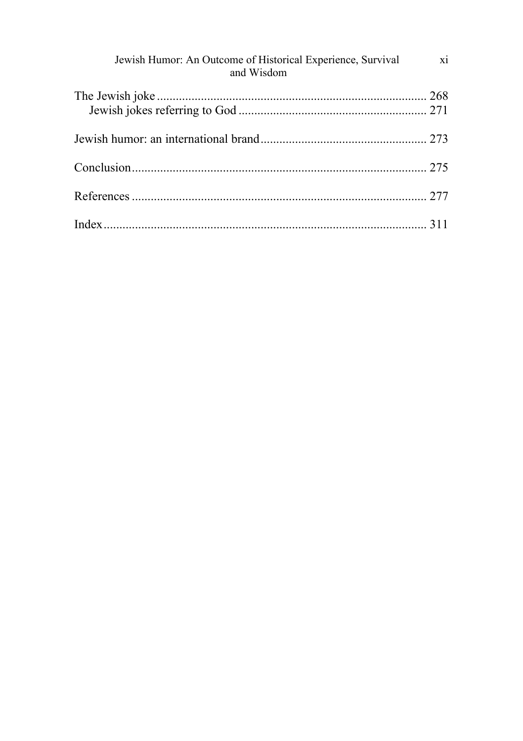The Jewish joke ..................................................................................... 268
    Jewish jokes referring to God ........................................................... 271

Jewish humor: an international brand .................................................... 273

Conclusion ............................................................................................. 275

References ............................................................................................. 277

Index ...................................................................................................... 311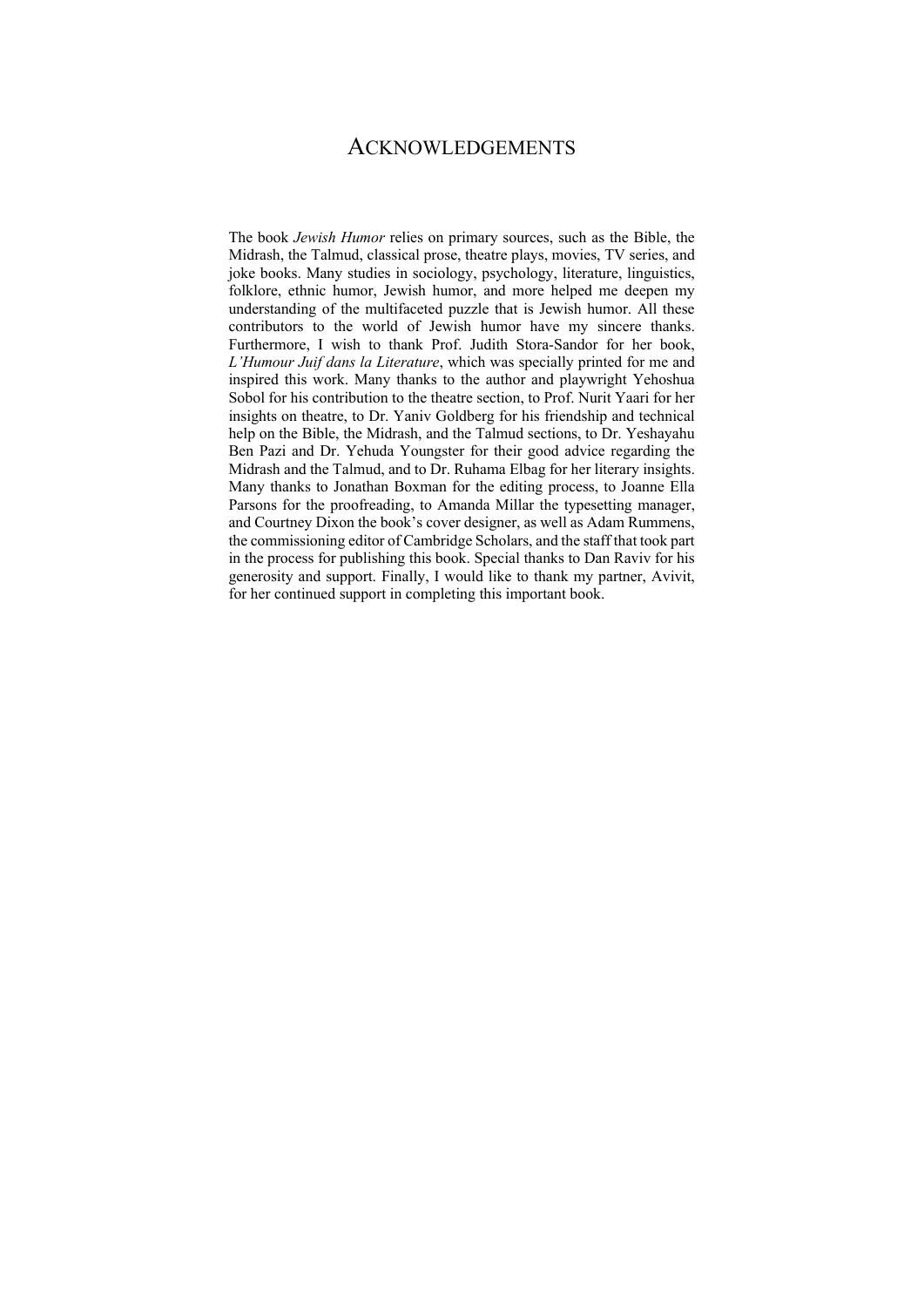# Acknowledgements

The book *Jewish Humor* relies on primary sources, such as the Bible, the Midrash, the Talmud, classical prose, theatre plays, movies, TV series, and joke books. Many studies in sociology, psychology, literature, linguistics, folklore, ethnic humor, Jewish humor, and more helped me deepen my understanding of the multifaceted puzzle that is Jewish humor. All these contributors to the world of Jewish humor have my sincere thanks. Furthermore, I wish to thank Prof. Judith Stora-Sandor for her book, *L'Humour Juif dans la Literature*, which was specially printed for me and inspired this work. Many thanks to the author and playwright Yehoshua Sobol for his contribution to the theatre section, to Prof. Nurit Yaari for her insights on theatre, to Dr. Yaniv Goldberg for his friendship and technical help on the Bible, the Midrash, and the Talmud sections, to Dr. Yeshayahu Ben Pazi and Dr. Yehuda Youngster for their good advice regarding the Midrash and the Talmud, and to Dr. Ruhama Elbag for her literary insights. Many thanks to Jonathan Boxman for the editing process, to Joanne Ella Parsons for the proofreading, to Amanda Millar the typesetting manager, and Courtney Dixon the book's cover designer, as well as Adam Rummens, the commissioning editor of Cambridge Scholars, and the staff that took part in the process for publishing this book. Special thanks to Dan Raviv for his generosity and support. Finally, I would like to thank my partner, Avivit, for her continued support in completing this important book.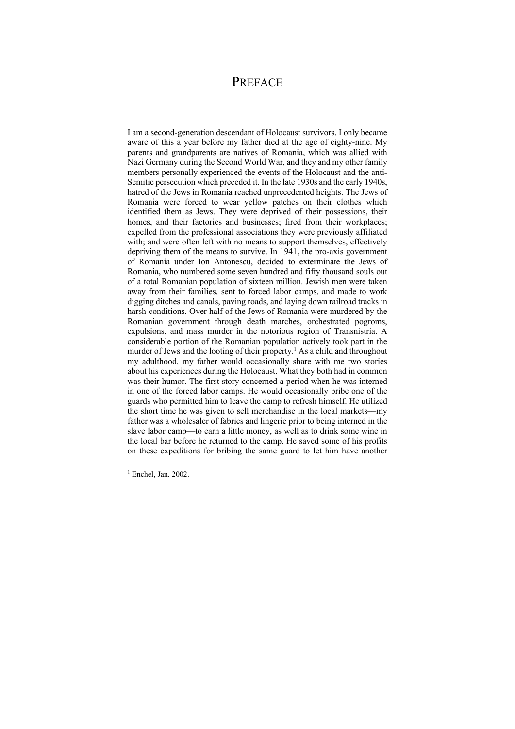# PREFACE

I am a second-generation descendant of Holocaust survivors. I only became aware of this a year before my father died at the age of eighty-nine. My parents and grandparents are natives of Romania, which was allied with Nazi Germany during the Second World War, and they and my other family members personally experienced the events of the Holocaust and the anti-Semitic persecution which preceded it. In the late 1930s and the early 1940s, hatred of the Jews in Romania reached unprecedented heights. The Jews of Romania were forced to wear yellow patches on their clothes which identified them as Jews. They were deprived of their possessions, their homes, and their factories and businesses; fired from their workplaces; expelled from the professional associations they were previously affiliated with; and were often left with no means to support themselves, effectively depriving them of the means to survive. In 1941, the pro-axis government of Romania under Ion Antonescu, decided to exterminate the Jews of Romania, who numbered some seven hundred and fifty thousand souls out of a total Romanian population of sixteen million. Jewish men were taken away from their families, sent to forced labor camps, and made to work digging ditches and canals, paving roads, and laying down railroad tracks in harsh conditions. Over half of the Jews of Romania were murdered by the Romanian government through death marches, orchestrated pogroms, expulsions, and mass murder in the notorious region of Transnistria. A considerable portion of the Romanian population actively took part in the murder of Jews and the looting of their property.[1] As a child and throughout my adulthood, my father would occasionally share with me two stories about his experiences during the Holocaust. What they both had in common was their humor. The first story concerned a period when he was interned in one of the forced labor camps. He would occasionally bribe one of the guards who permitted him to leave the camp to refresh himself. He utilized the short time he was given to sell merchandise in the local markets—my father was a wholesaler of fabrics and lingerie prior to being interned in the slave labor camp—to earn a little money, as well as to drink some wine in the local bar before he returned to the camp. He saved some of his profits on these expeditions for bribing the same guard to let him have another

[1] Enchel, Jan. 2002.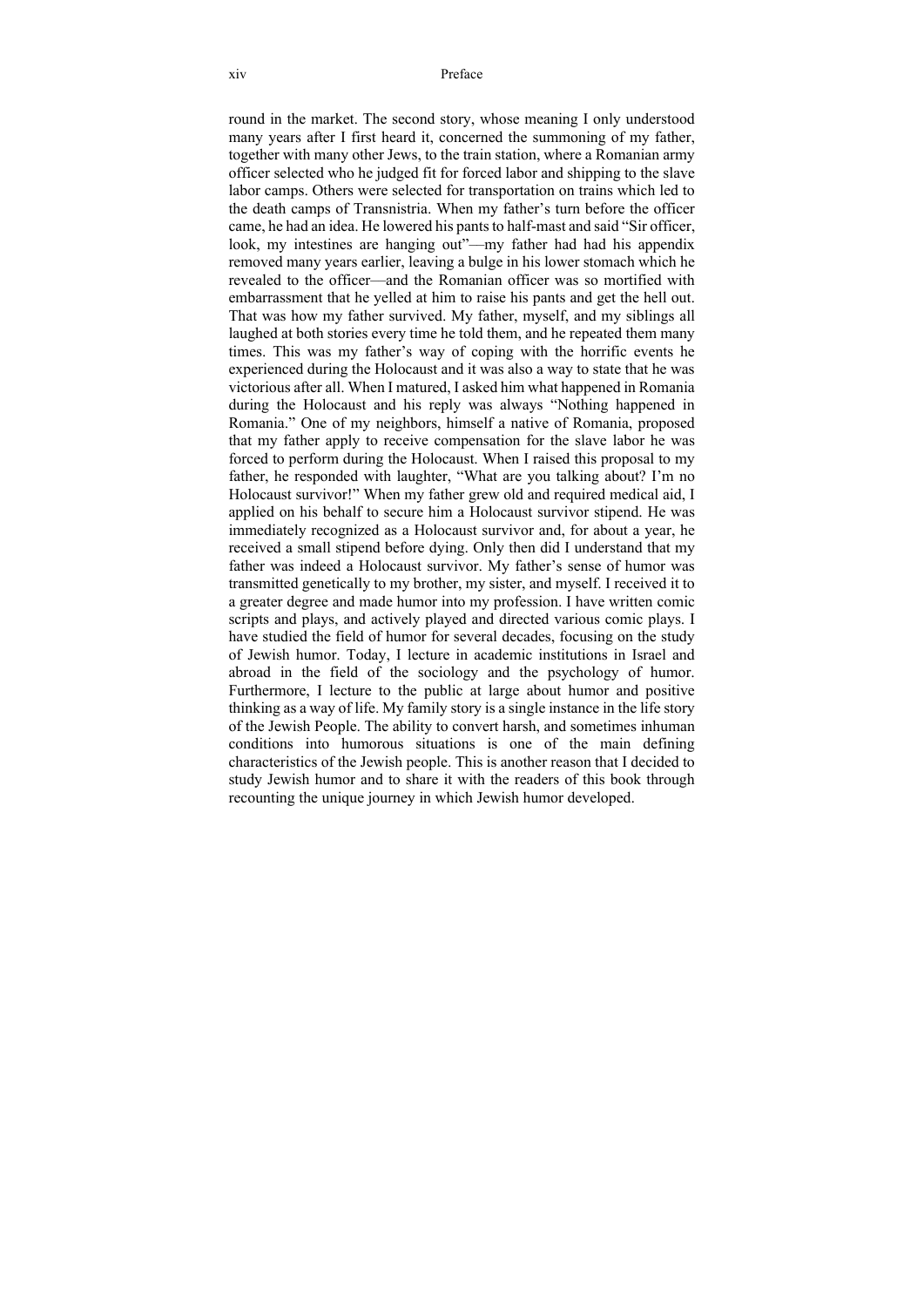round in the market. The second story, whose meaning I only understood many years after I first heard it, concerned the summoning of my father, together with many other Jews, to the train station, where a Romanian army officer selected who he judged fit for forced labor and shipping to the slave labor camps. Others were selected for transportation on trains which led to the death camps of Transnistria. When my father's turn before the officer came, he had an idea. He lowered his pants to half-mast and said "Sir officer, look, my intestines are hanging out"—my father had had his appendix removed many years earlier, leaving a bulge in his lower stomach which he revealed to the officer—and the Romanian officer was so mortified with embarrassment that he yelled at him to raise his pants and get the hell out. That was how my father survived. My father, myself, and my siblings all laughed at both stories every time he told them, and he repeated them many times. This was my father's way of coping with the horrific events he experienced during the Holocaust and it was also a way to state that he was victorious after all. When I matured, I asked him what happened in Romania during the Holocaust and his reply was always "Nothing happened in Romania." One of my neighbors, himself a native of Romania, proposed that my father apply to receive compensation for the slave labor he was forced to perform during the Holocaust. When I raised this proposal to my father, he responded with laughter, "What are you talking about? I'm no Holocaust survivor!" When my father grew old and required medical aid, I applied on his behalf to secure him a Holocaust survivor stipend. He was immediately recognized as a Holocaust survivor and, for about a year, he received a small stipend before dying. Only then did I understand that my father was indeed a Holocaust survivor. My father's sense of humor was transmitted genetically to my brother, my sister, and myself. I received it to a greater degree and made humor into my profession. I have written comic scripts and plays, and actively played and directed various comic plays. I have studied the field of humor for several decades, focusing on the study of Jewish humor. Today, I lecture in academic institutions in Israel and abroad in the field of the sociology and the psychology of humor. Furthermore, I lecture to the public at large about humor and positive thinking as a way of life. My family story is a single instance in the life story of the Jewish People. The ability to convert harsh, and sometimes inhuman conditions into humorous situations is one of the main defining characteristics of the Jewish people. This is another reason that I decided to study Jewish humor and to share it with the readers of this book through recounting the unique journey in which Jewish humor developed.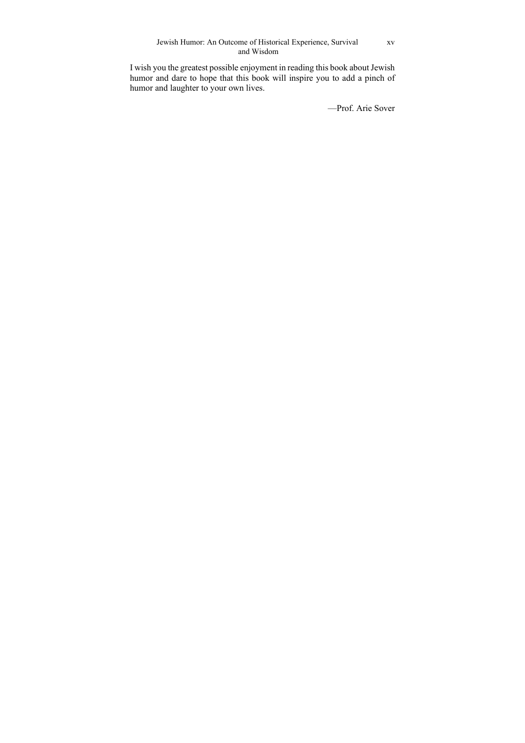I wish you the greatest possible enjoyment in reading this book about Jewish humor and dare to hope that this book will inspire you to add a pinch of humor and laughter to your own lives.

—Prof. Arie Sover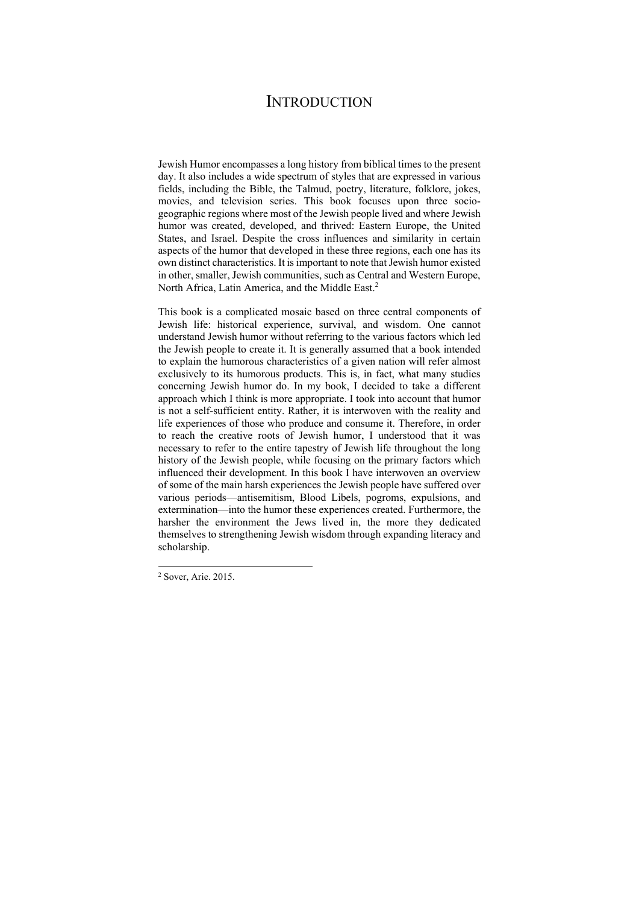# INTRODUCTION

Jewish Humor encompasses a long history from biblical times to the present day. It also includes a wide spectrum of styles that are expressed in various fields, including the Bible, the Talmud, poetry, literature, folklore, jokes, movies, and television series. This book focuses upon three socio-geographic regions where most of the Jewish people lived and where Jewish humor was created, developed, and thrived: Eastern Europe, the United States, and Israel. Despite the cross influences and similarity in certain aspects of the humor that developed in these three regions, each one has its own distinct characteristics. It is important to note that Jewish humor existed in other, smaller, Jewish communities, such as Central and Western Europe, North Africa, Latin America, and the Middle East.[2]

This book is a complicated mosaic based on three central components of Jewish life: historical experience, survival, and wisdom. One cannot understand Jewish humor without referring to the various factors which led the Jewish people to create it. It is generally assumed that a book intended to explain the humorous characteristics of a given nation will refer almost exclusively to its humorous products. This is, in fact, what many studies concerning Jewish humor do. In my book, I decided to take a different approach which I think is more appropriate. I took into account that humor is not a self-sufficient entity. Rather, it is interwoven with the reality and life experiences of those who produce and consume it. Therefore, in order to reach the creative roots of Jewish humor, I understood that it was necessary to refer to the entire tapestry of Jewish life throughout the long history of the Jewish people, while focusing on the primary factors which influenced their development. In this book I have interwoven an overview of some of the main harsh experiences the Jewish people have suffered over various periods—antisemitism, Blood Libels, pogroms, expulsions, and extermination—into the humor these experiences created. Furthermore, the harsher the environment the Jews lived in, the more they dedicated themselves to strengthening Jewish wisdom through expanding literacy and scholarship.

---

[2] Sover, Arie. 2015.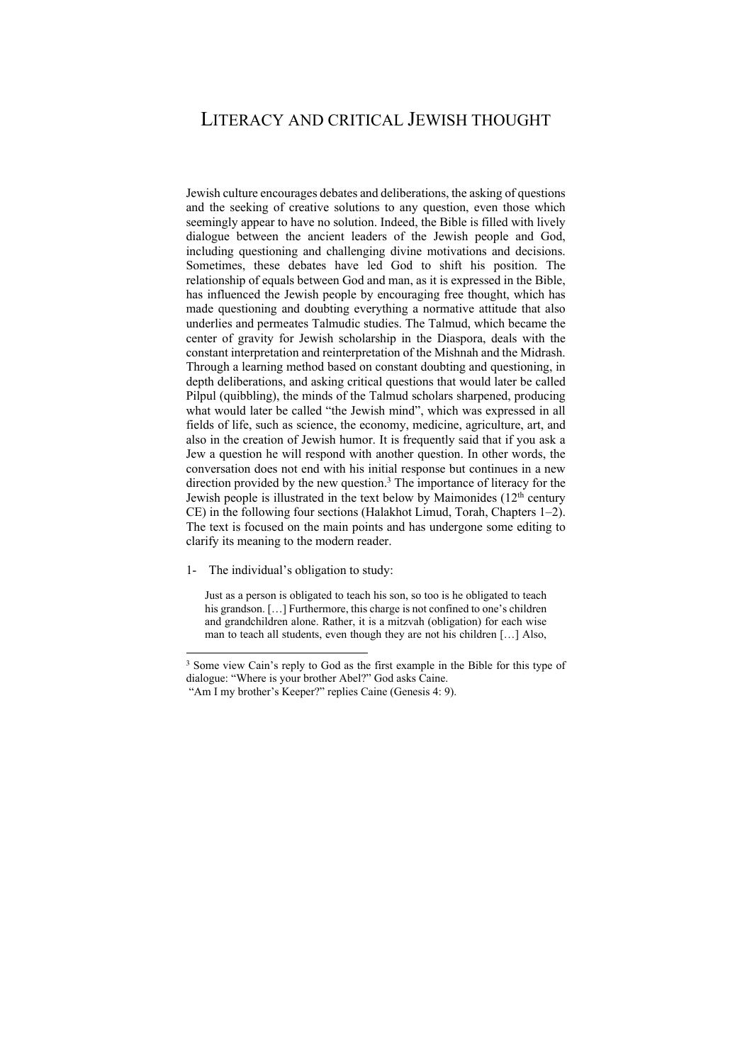# LITERACY AND CRITICAL JEWISH THOUGHT

Jewish culture encourages debates and deliberations, the asking of questions and the seeking of creative solutions to any question, even those which seemingly appear to have no solution. Indeed, the Bible is filled with lively dialogue between the ancient leaders of the Jewish people and God, including questioning and challenging divine motivations and decisions. Sometimes, these debates have led God to shift his position. The relationship of equals between God and man, as it is expressed in the Bible, has influenced the Jewish people by encouraging free thought, which has made questioning and doubting everything a normative attitude that also underlies and permeates Talmudic studies. The Talmud, which became the center of gravity for Jewish scholarship in the Diaspora, deals with the constant interpretation and reinterpretation of the Mishnah and the Midrash. Through a learning method based on constant doubting and questioning, in depth deliberations, and asking critical questions that would later be called Pilpul (quibbling), the minds of the Talmud scholars sharpened, producing what would later be called "the Jewish mind", which was expressed in all fields of life, such as science, the economy, medicine, agriculture, art, and also in the creation of Jewish humor. It is frequently said that if you ask a Jew a question he will respond with another question. In other words, the conversation does not end with his initial response but continues in a new direction provided by the new question.[3] The importance of literacy for the Jewish people is illustrated in the text below by Maimonides (12th century CE) in the following four sections (Halakhot Limud, Torah, Chapters 1–2). The text is focused on the main points and has undergone some editing to clarify its meaning to the modern reader.

1- The individual's obligation to study:

> Just as a person is obligated to teach his son, so too is he obligated to teach his grandson. […] Furthermore, this charge is not confined to one's children and grandchildren alone. Rather, it is a mitzvah (obligation) for each wise man to teach all students, even though they are not his children […] Also,

---

[3] Some view Cain's reply to God as the first example in the Bible for this type of dialogue: "Where is your brother Abel?" God asks Caine.
"Am I my brother's Keeper?" replies Caine (Genesis 4: 9).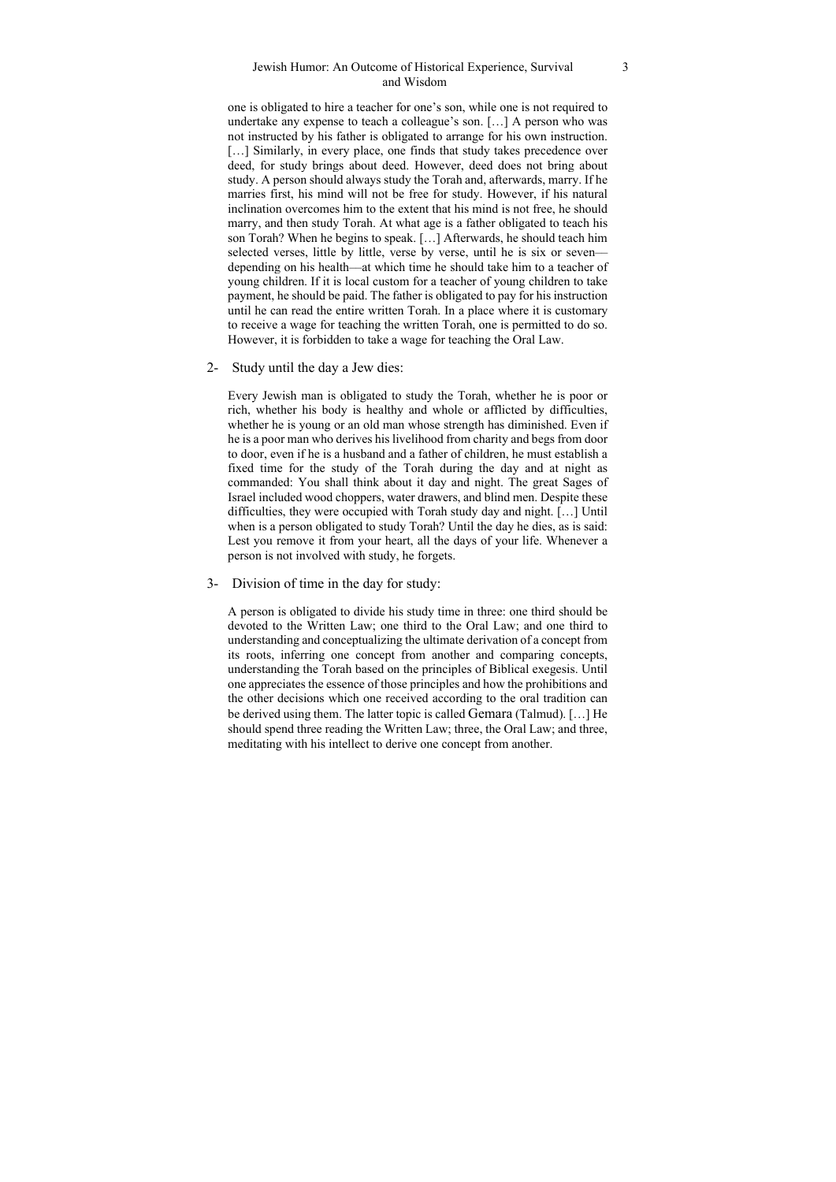one is obligated to hire a teacher for one's son, while one is not required to undertake any expense to teach a colleague's son. […] A person who was not instructed by his father is obligated to arrange for his own instruction. […] Similarly, in every place, one finds that study takes precedence over deed, for study brings about deed. However, deed does not bring about study. A person should always study the Torah and, afterwards, marry. If he marries first, his mind will not be free for study. However, if his natural inclination overcomes him to the extent that his mind is not free, he should marry, and then study Torah. At what age is a father obligated to teach his son Torah? When he begins to speak. […] Afterwards, he should teach him selected verses, little by little, verse by verse, until he is six or seven—depending on his health—at which time he should take him to a teacher of young children. If it is local custom for a teacher of young children to take payment, he should be paid. The father is obligated to pay for his instruction until he can read the entire written Torah. In a place where it is customary to receive a wage for teaching the written Torah, one is permitted to do so. However, it is forbidden to take a wage for teaching the Oral Law.

2- Study until the day a Jew dies:

Every Jewish man is obligated to study the Torah, whether he is poor or rich, whether his body is healthy and whole or afflicted by difficulties, whether he is young or an old man whose strength has diminished. Even if he is a poor man who derives his livelihood from charity and begs from door to door, even if he is a husband and a father of children, he must establish a fixed time for the study of the Torah during the day and at night as commanded: You shall think about it day and night. The great Sages of Israel included wood choppers, water drawers, and blind men. Despite these difficulties, they were occupied with Torah study day and night. […] Until when is a person obligated to study Torah? Until the day he dies, as is said: Lest you remove it from your heart, all the days of your life. Whenever a person is not involved with study, he forgets.

3- Division of time in the day for study:

A person is obligated to divide his study time in three: one third should be devoted to the Written Law; one third to the Oral Law; and one third to understanding and conceptualizing the ultimate derivation of a concept from its roots, inferring one concept from another and comparing concepts, understanding the Torah based on the principles of Biblical exegesis. Until one appreciates the essence of those principles and how the prohibitions and the other decisions which one received according to the oral tradition can be derived using them. The latter topic is called Gemara (Talmud). […] He should spend three reading the Written Law; three, the Oral Law; and three, meditating with his intellect to derive one concept from another.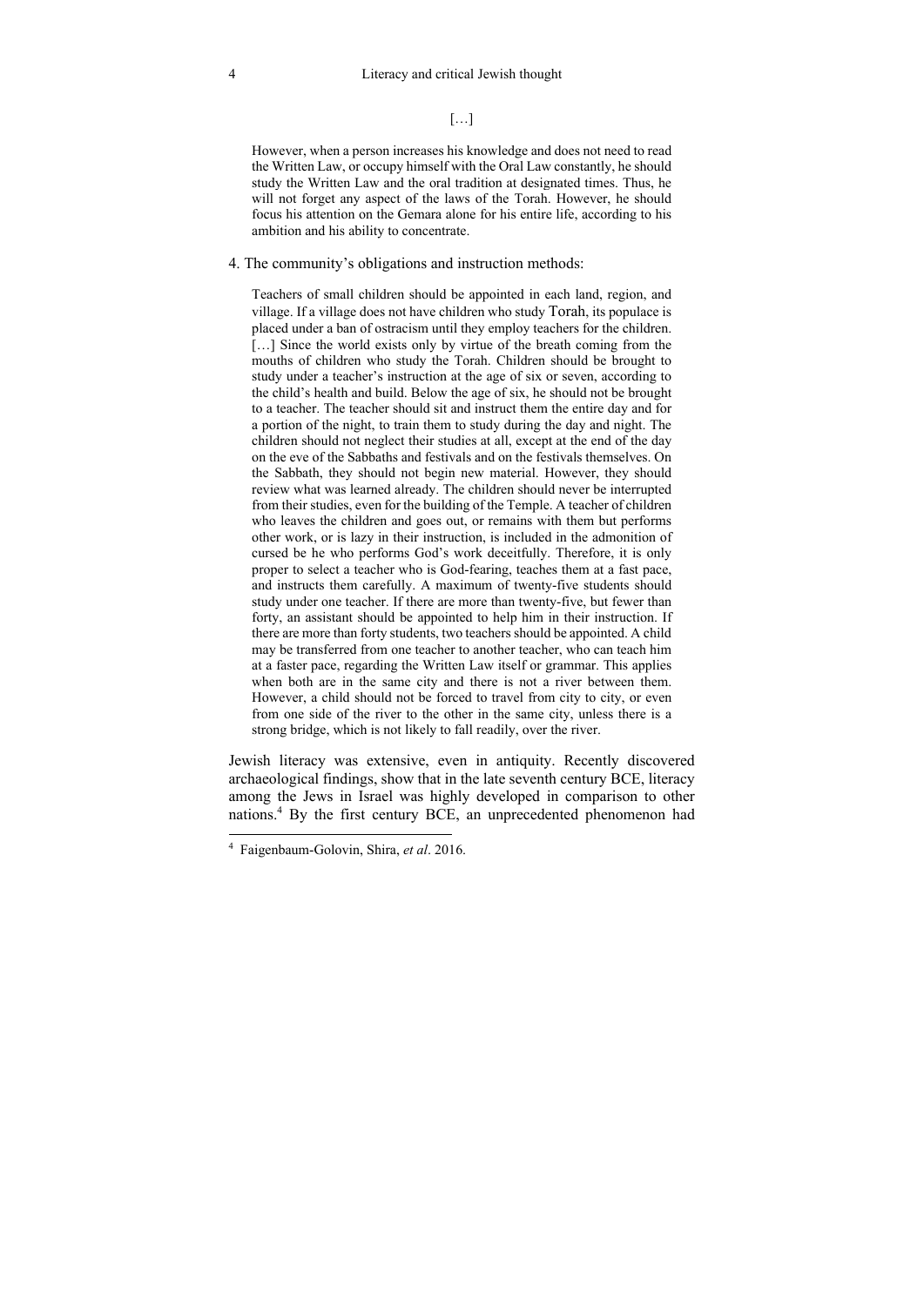[…]

> However, when a person increases his knowledge and does not need to read the Written Law, or occupy himself with the Oral Law constantly, he should study the Written Law and the oral tradition at designated times. Thus, he will not forget any aspect of the laws of the Torah. However, he should focus his attention on the Gemara alone for his entire life, according to his ambition and his ability to concentrate.

4. The community's obligations and instruction methods:

> Teachers of small children should be appointed in each land, region, and village. If a village does not have children who study Torah, its populace is placed under a ban of ostracism until they employ teachers for the children. […] Since the world exists only by virtue of the breath coming from the mouths of children who study the Torah. Children should be brought to study under a teacher's instruction at the age of six or seven, according to the child's health and build. Below the age of six, he should not be brought to a teacher. The teacher should sit and instruct them the entire day and for a portion of the night, to train them to study during the day and night. The children should not neglect their studies at all, except at the end of the day on the eve of the Sabbaths and festivals and on the festivals themselves. On the Sabbath, they should not begin new material. However, they should review what was learned already. The children should never be interrupted from their studies, even for the building of the Temple. A teacher of children who leaves the children and goes out, or remains with them but performs other work, or is lazy in their instruction, is included in the admonition of cursed be he who performs God's work deceitfully. Therefore, it is only proper to select a teacher who is God-fearing, teaches them at a fast pace, and instructs them carefully. A maximum of twenty-five students should study under one teacher. If there are more than twenty-five, but fewer than forty, an assistant should be appointed to help him in their instruction. If there are more than forty students, two teachers should be appointed. A child may be transferred from one teacher to another teacher, who can teach him at a faster pace, regarding the Written Law itself or grammar. This applies when both are in the same city and there is not a river between them. However, a child should not be forced to travel from city to city, or even from one side of the river to the other in the same city, unless there is a strong bridge, which is not likely to fall readily, over the river.

Jewish literacy was extensive, even in antiquity. Recently discovered archaeological findings, show that in the late seventh century BCE, literacy among the Jews in Israel was highly developed in comparison to other nations.[4] By the first century BCE, an unprecedented phenomenon had

---

[4] Faigenbaum-Golovin, Shira, *et al*. 2016.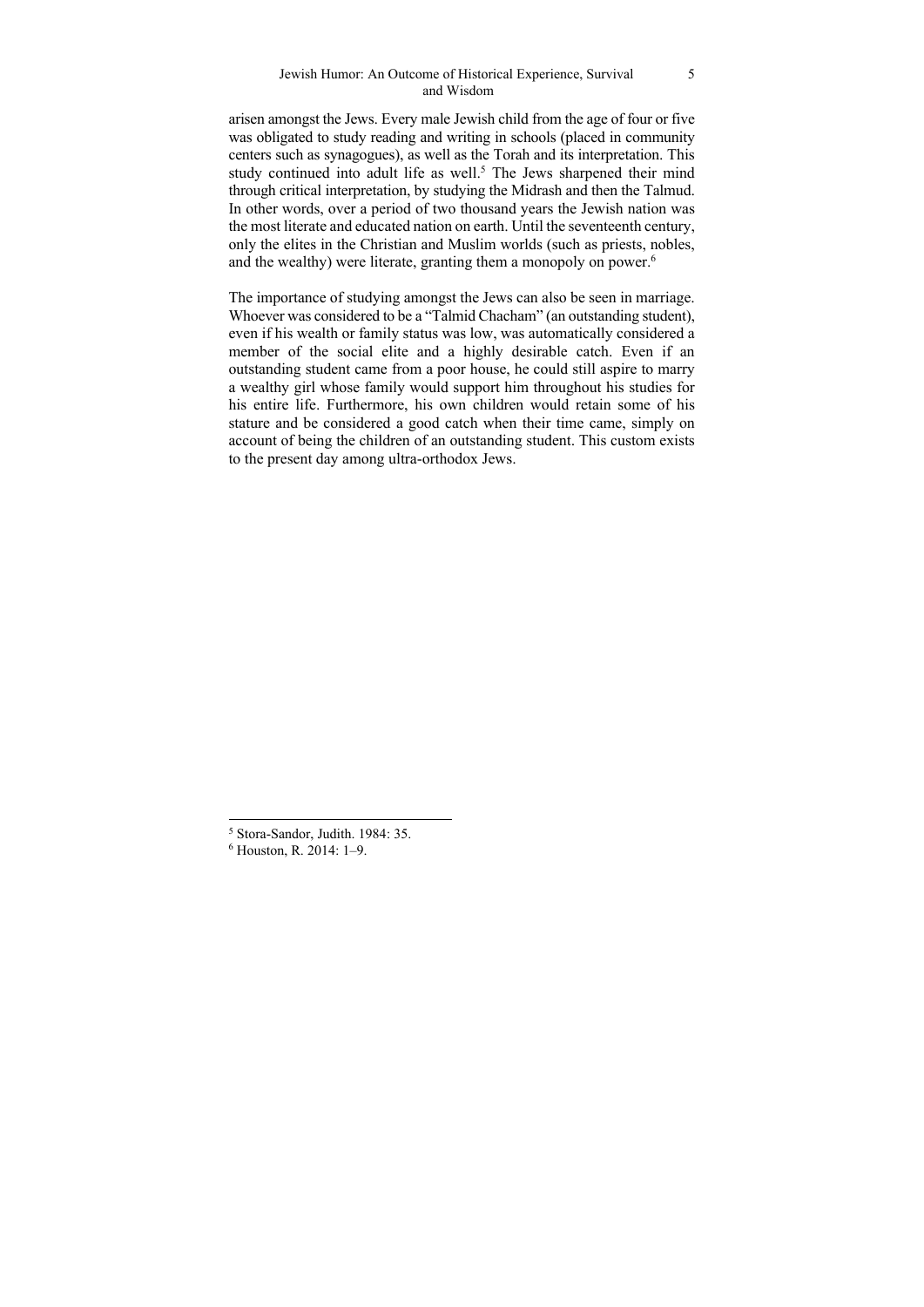arisen amongst the Jews. Every male Jewish child from the age of four or five was obligated to study reading and writing in schools (placed in community centers such as synagogues), as well as the Torah and its interpretation. This study continued into adult life as well.[5] The Jews sharpened their mind through critical interpretation, by studying the Midrash and then the Talmud. In other words, over a period of two thousand years the Jewish nation was the most literate and educated nation on earth. Until the seventeenth century, only the elites in the Christian and Muslim worlds (such as priests, nobles, and the wealthy) were literate, granting them a monopoly on power.[6]

The importance of studying amongst the Jews can also be seen in marriage. Whoever was considered to be a "Talmid Chacham" (an outstanding student), even if his wealth or family status was low, was automatically considered a member of the social elite and a highly desirable catch. Even if an outstanding student came from a poor house, he could still aspire to marry a wealthy girl whose family would support him throughout his studies for his entire life. Furthermore, his own children would retain some of his stature and be considered a good catch when their time came, simply on account of being the children of an outstanding student. This custom exists to the present day among ultra-orthodox Jews.

---

[5] Stora-Sandor, Judith. 1984: 35.

[6] Houston, R. 2014: 1–9.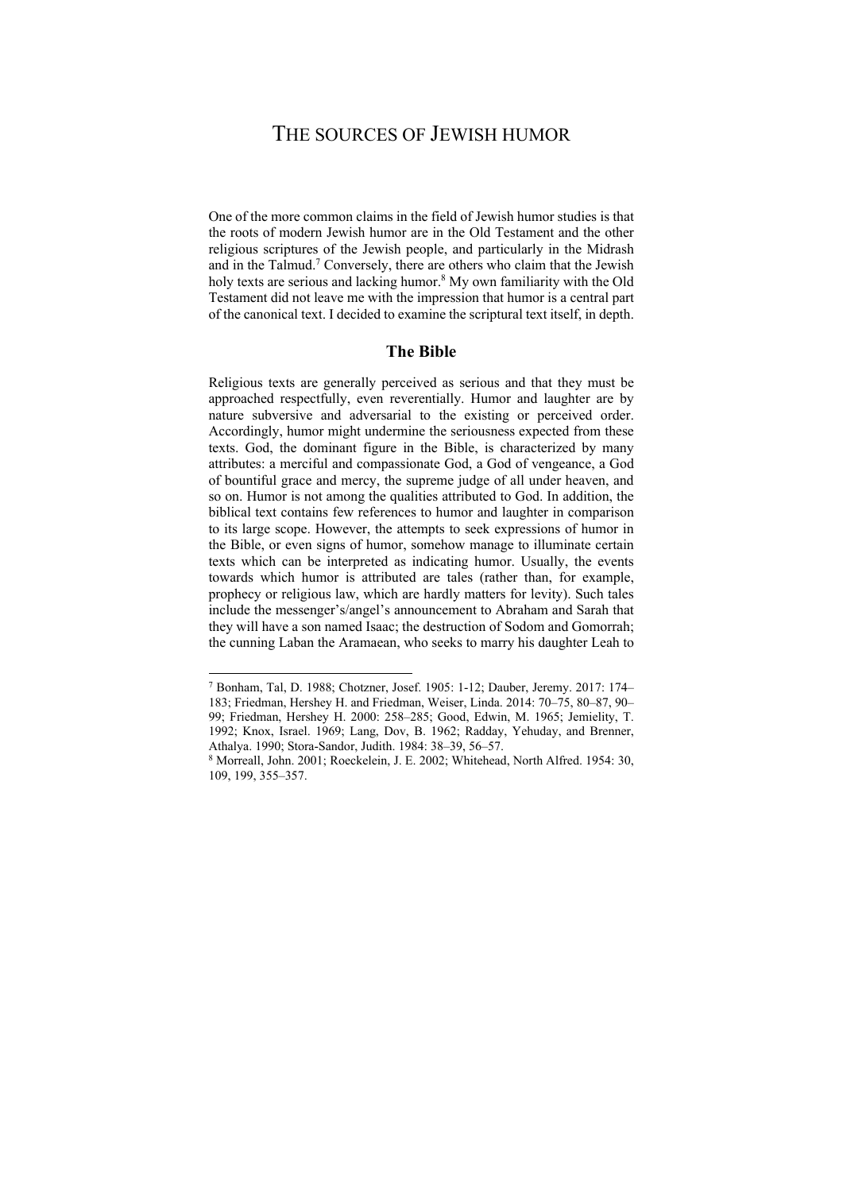# THE SOURCES OF JEWISH HUMOR

One of the more common claims in the field of Jewish humor studies is that the roots of modern Jewish humor are in the Old Testament and the other religious scriptures of the Jewish people, and particularly in the Midrash and in the Talmud.[7] Conversely, there are others who claim that the Jewish holy texts are serious and lacking humor.[8] My own familiarity with the Old Testament did not leave me with the impression that humor is a central part of the canonical text. I decided to examine the scriptural text itself, in depth.

## The Bible

Religious texts are generally perceived as serious and that they must be approached respectfully, even reverentially. Humor and laughter are by nature subversive and adversarial to the existing or perceived order. Accordingly, humor might undermine the seriousness expected from these texts. God, the dominant figure in the Bible, is characterized by many attributes: a merciful and compassionate God, a God of vengeance, a God of bountiful grace and mercy, the supreme judge of all under heaven, and so on. Humor is not among the qualities attributed to God. In addition, the biblical text contains few references to humor and laughter in comparison to its large scope. However, the attempts to seek expressions of humor in the Bible, or even signs of humor, somehow manage to illuminate certain texts which can be interpreted as indicating humor. Usually, the events towards which humor is attributed are tales (rather than, for example, prophecy or religious law, which are hardly matters for levity). Such tales include the messenger's/angel's announcement to Abraham and Sarah that they will have a son named Isaac; the destruction of Sodom and Gomorrah; the cunning Laban the Aramaean, who seeks to marry his daughter Leah to

---

[7] Bonham, Tal, D. 1988; Chotzner, Josef. 1905: 1-12; Dauber, Jeremy. 2017: 174–183; Friedman, Hershey H. and Friedman, Weiser, Linda. 2014: 70–75, 80–87, 90–99; Friedman, Hershey H. 2000: 258–285; Good, Edwin, M. 1965; Jemielity, T. 1992; Knox, Israel. 1969; Lang, Dov, B. 1962; Radday, Yehuday, and Brenner, Athalya. 1990; Stora-Sandor, Judith. 1984: 38–39, 56–57.

[8] Morreall, John. 2001; Roeckelein, J. E. 2002; Whitehead, North Alfred. 1954: 30, 109, 199, 355–357.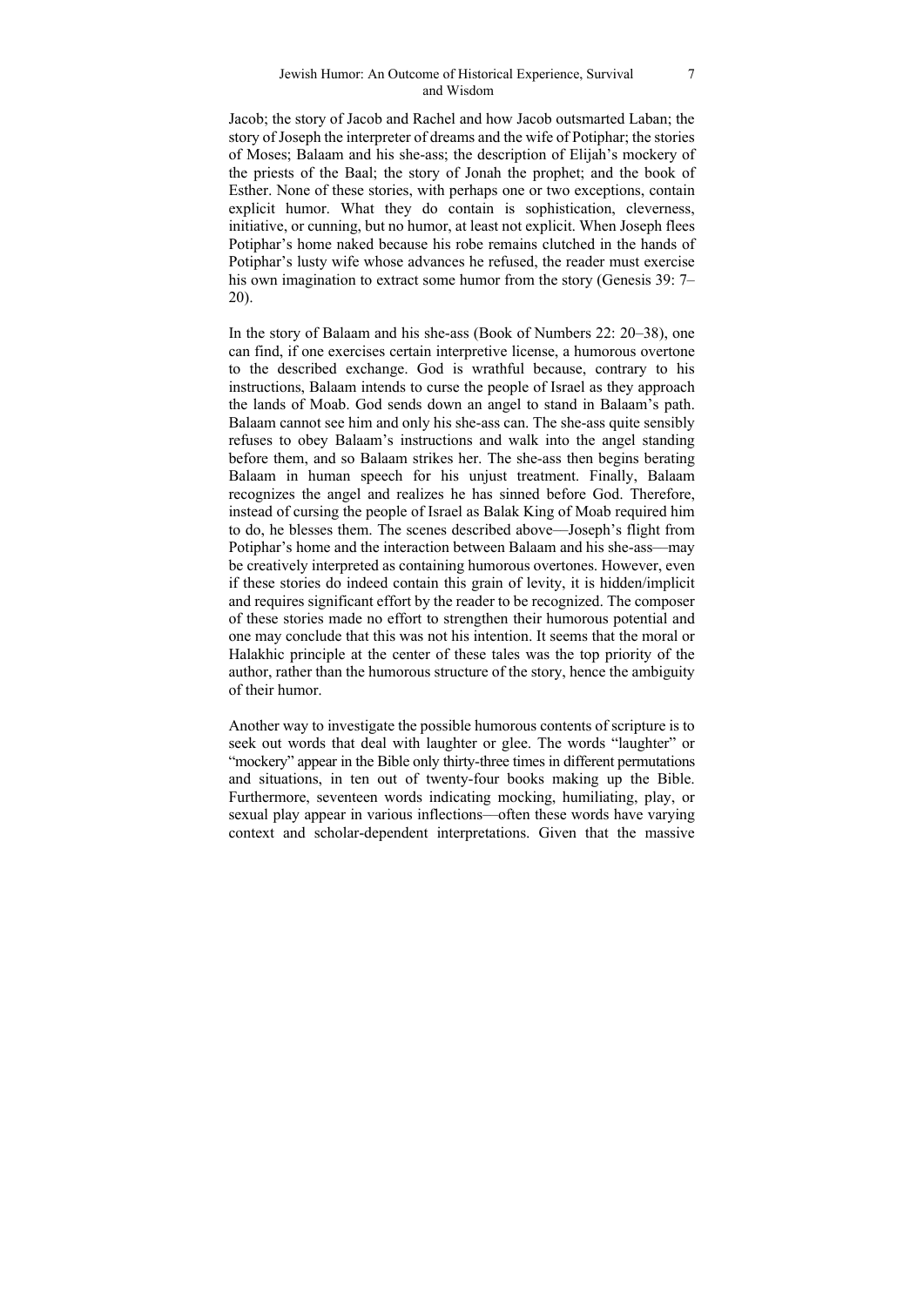Jacob; the story of Jacob and Rachel and how Jacob outsmarted Laban; the story of Joseph the interpreter of dreams and the wife of Potiphar; the stories of Moses; Balaam and his she-ass; the description of Elijah's mockery of the priests of the Baal; the story of Jonah the prophet; and the book of Esther. None of these stories, with perhaps one or two exceptions, contain explicit humor. What they do contain is sophistication, cleverness, initiative, or cunning, but no humor, at least not explicit. When Joseph flees Potiphar's home naked because his robe remains clutched in the hands of Potiphar's lusty wife whose advances he refused, the reader must exercise his own imagination to extract some humor from the story (Genesis 39: 7–20).

In the story of Balaam and his she-ass (Book of Numbers 22: 20–38), one can find, if one exercises certain interpretive license, a humorous overtone to the described exchange. God is wrathful because, contrary to his instructions, Balaam intends to curse the people of Israel as they approach the lands of Moab. God sends down an angel to stand in Balaam's path. Balaam cannot see him and only his she-ass can. The she-ass quite sensibly refuses to obey Balaam's instructions and walk into the angel standing before them, and so Balaam strikes her. The she-ass then begins berating Balaam in human speech for his unjust treatment. Finally, Balaam recognizes the angel and realizes he has sinned before God. Therefore, instead of cursing the people of Israel as Balak King of Moab required him to do, he blesses them. The scenes described above—Joseph's flight from Potiphar's home and the interaction between Balaam and his she-ass—may be creatively interpreted as containing humorous overtones. However, even if these stories do indeed contain this grain of levity, it is hidden/implicit and requires significant effort by the reader to be recognized. The composer of these stories made no effort to strengthen their humorous potential and one may conclude that this was not his intention. It seems that the moral or Halakhic principle at the center of these tales was the top priority of the author, rather than the humorous structure of the story, hence the ambiguity of their humor.

Another way to investigate the possible humorous contents of scripture is to seek out words that deal with laughter or glee. The words "laughter" or "mockery" appear in the Bible only thirty-three times in different permutations and situations, in ten out of twenty-four books making up the Bible. Furthermore, seventeen words indicating mocking, humiliating, play, or sexual play appear in various inflections—often these words have varying context and scholar-dependent interpretations. Given that the massive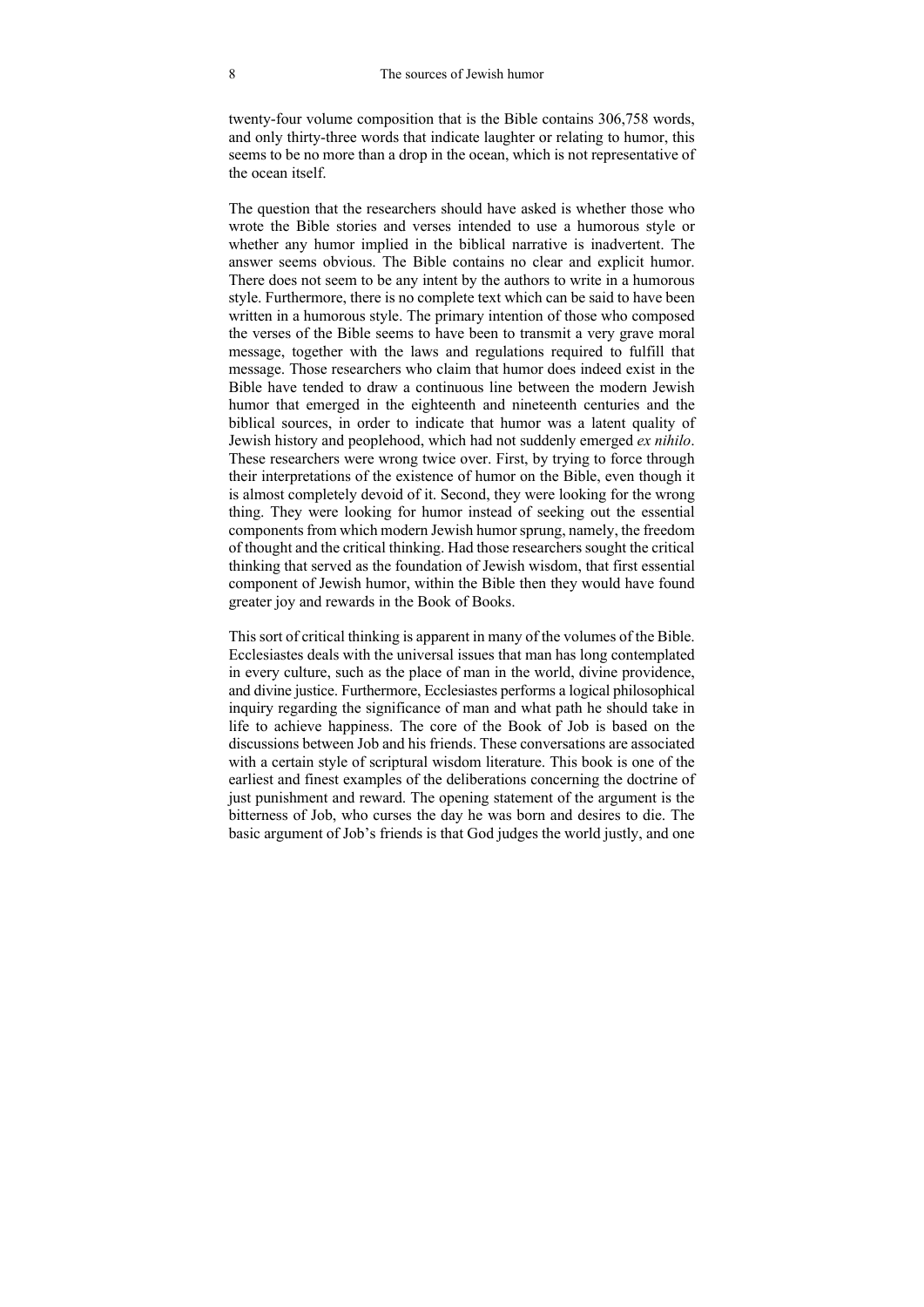twenty-four volume composition that is the Bible contains 306,758 words, and only thirty-three words that indicate laughter or relating to humor, this seems to be no more than a drop in the ocean, which is not representative of the ocean itself.

The question that the researchers should have asked is whether those who wrote the Bible stories and verses intended to use a humorous style or whether any humor implied in the biblical narrative is inadvertent. The answer seems obvious. The Bible contains no clear and explicit humor. There does not seem to be any intent by the authors to write in a humorous style. Furthermore, there is no complete text which can be said to have been written in a humorous style. The primary intention of those who composed the verses of the Bible seems to have been to transmit a very grave moral message, together with the laws and regulations required to fulfill that message. Those researchers who claim that humor does indeed exist in the Bible have tended to draw a continuous line between the modern Jewish humor that emerged in the eighteenth and nineteenth centuries and the biblical sources, in order to indicate that humor was a latent quality of Jewish history and peoplehood, which had not suddenly emerged *ex nihilo*. These researchers were wrong twice over. First, by trying to force through their interpretations of the existence of humor on the Bible, even though it is almost completely devoid of it. Second, they were looking for the wrong thing. They were looking for humor instead of seeking out the essential components from which modern Jewish humor sprung, namely, the freedom of thought and the critical thinking. Had those researchers sought the critical thinking that served as the foundation of Jewish wisdom, that first essential component of Jewish humor, within the Bible then they would have found greater joy and rewards in the Book of Books.

This sort of critical thinking is apparent in many of the volumes of the Bible. Ecclesiastes deals with the universal issues that man has long contemplated in every culture, such as the place of man in the world, divine providence, and divine justice. Furthermore, Ecclesiastes performs a logical philosophical inquiry regarding the significance of man and what path he should take in life to achieve happiness. The core of the Book of Job is based on the discussions between Job and his friends. These conversations are associated with a certain style of scriptural wisdom literature. This book is one of the earliest and finest examples of the deliberations concerning the doctrine of just punishment and reward. The opening statement of the argument is the bitterness of Job, who curses the day he was born and desires to die. The basic argument of Job's friends is that God judges the world justly, and one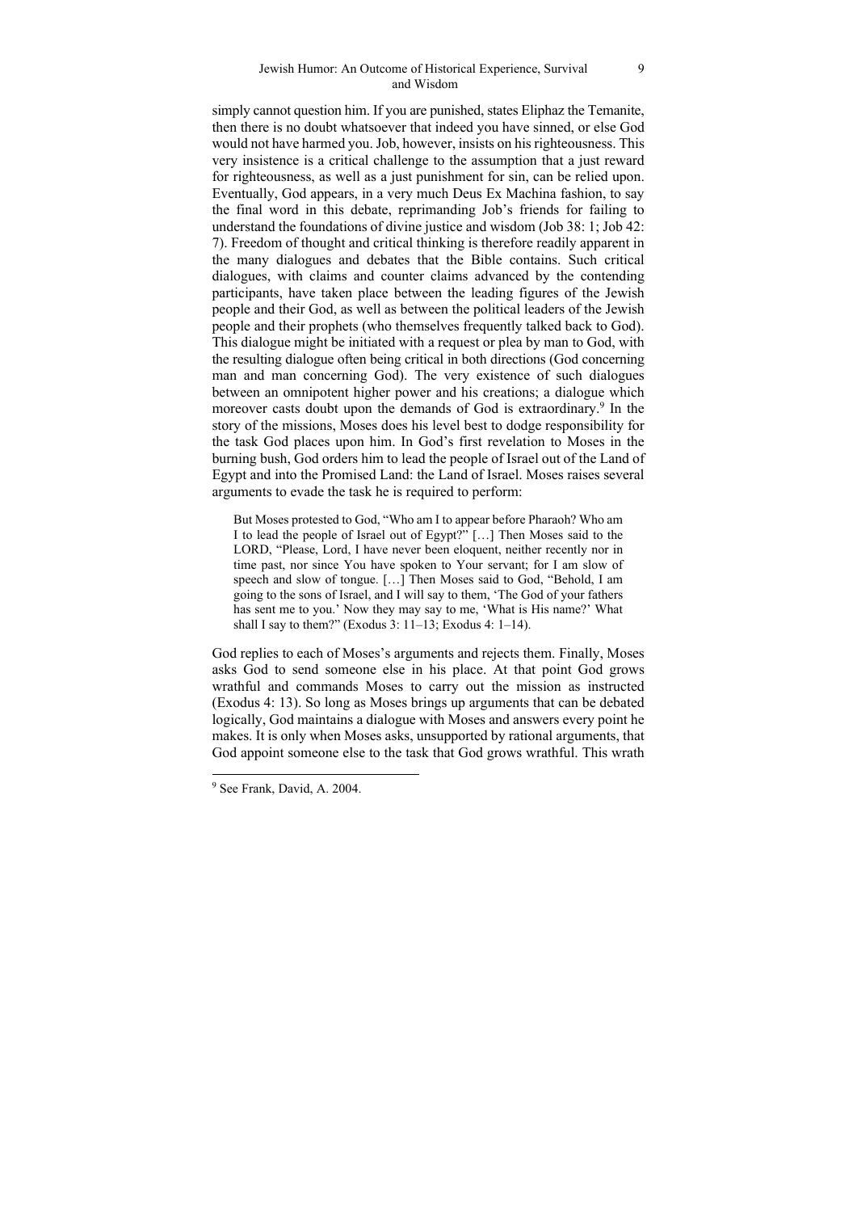simply cannot question him. If you are punished, states Eliphaz the Temanite, then there is no doubt whatsoever that indeed you have sinned, or else God would not have harmed you. Job, however, insists on his righteousness. This very insistence is a critical challenge to the assumption that a just reward for righteousness, as well as a just punishment for sin, can be relied upon. Eventually, God appears, in a very much Deus Ex Machina fashion, to say the final word in this debate, reprimanding Job's friends for failing to understand the foundations of divine justice and wisdom (Job 38: 1; Job 42: 7). Freedom of thought and critical thinking is therefore readily apparent in the many dialogues and debates that the Bible contains. Such critical dialogues, with claims and counter claims advanced by the contending participants, have taken place between the leading figures of the Jewish people and their God, as well as between the political leaders of the Jewish people and their prophets (who themselves frequently talked back to God). This dialogue might be initiated with a request or plea by man to God, with the resulting dialogue often being critical in both directions (God concerning man and man concerning God). The very existence of such dialogues between an omnipotent higher power and his creations; a dialogue which moreover casts doubt upon the demands of God is extraordinary.[9] In the story of the missions, Moses does his level best to dodge responsibility for the task God places upon him. In God's first revelation to Moses in the burning bush, God orders him to lead the people of Israel out of the Land of Egypt and into the Promised Land: the Land of Israel. Moses raises several arguments to evade the task he is required to perform:

> But Moses protested to God, "Who am I to appear before Pharaoh? Who am I to lead the people of Israel out of Egypt?" […] Then Moses said to the LORD, "Please, Lord, I have never been eloquent, neither recently nor in time past, nor since You have spoken to Your servant; for I am slow of speech and slow of tongue. […] Then Moses said to God, "Behold, I am going to the sons of Israel, and I will say to them, 'The God of your fathers has sent me to you.' Now they may say to me, 'What is His name?' What shall I say to them?" (Exodus 3: 11–13; Exodus 4: 1–14).

God replies to each of Moses's arguments and rejects them. Finally, Moses asks God to send someone else in his place. At that point God grows wrathful and commands Moses to carry out the mission as instructed (Exodus 4: 13). So long as Moses brings up arguments that can be debated logically, God maintains a dialogue with Moses and answers every point he makes. It is only when Moses asks, unsupported by rational arguments, that God appoint someone else to the task that God grows wrathful. This wrath

[9] See Frank, David, A. 2004.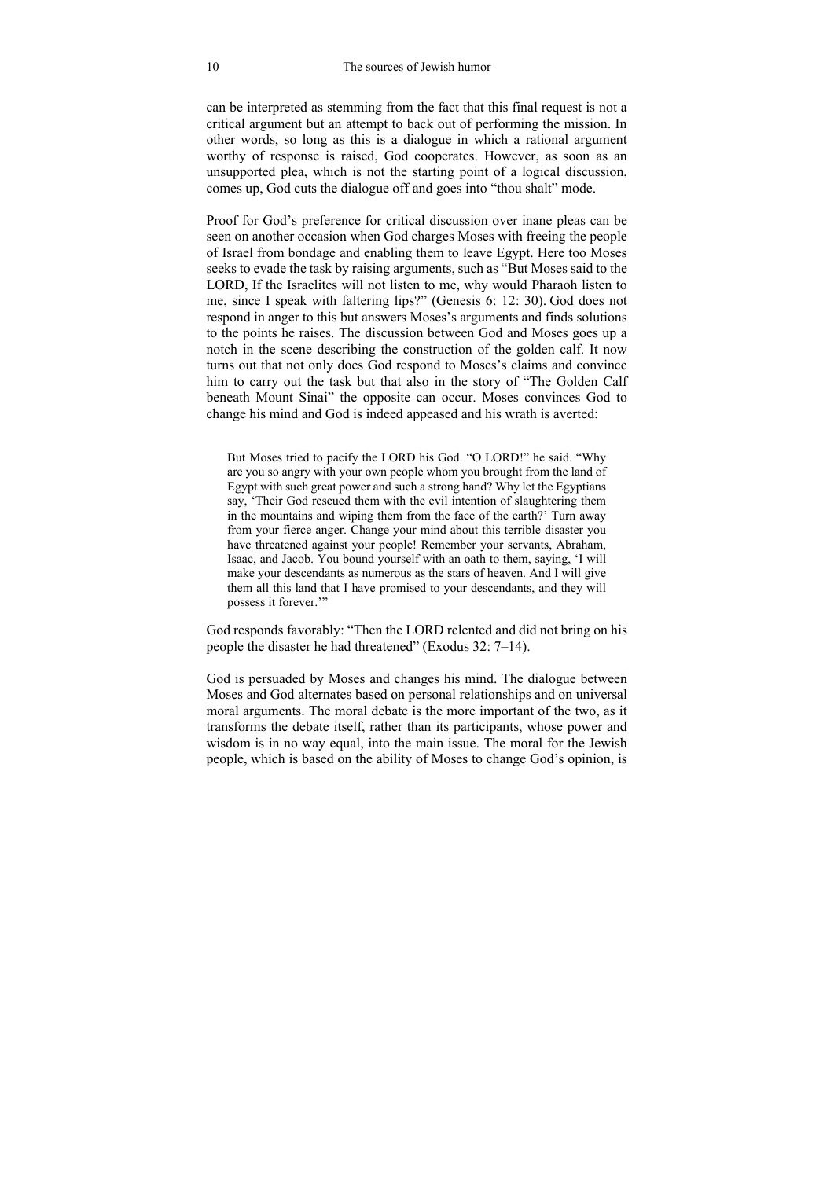can be interpreted as stemming from the fact that this final request is not a critical argument but an attempt to back out of performing the mission. In other words, so long as this is a dialogue in which a rational argument worthy of response is raised, God cooperates. However, as soon as an unsupported plea, which is not the starting point of a logical discussion, comes up, God cuts the dialogue off and goes into "thou shalt" mode.

Proof for God's preference for critical discussion over inane pleas can be seen on another occasion when God charges Moses with freeing the people of Israel from bondage and enabling them to leave Egypt. Here too Moses seeks to evade the task by raising arguments, such as "But Moses said to the LORD, If the Israelites will not listen to me, why would Pharaoh listen to me, since I speak with faltering lips?" (Genesis 6: 12: 30). God does not respond in anger to this but answers Moses's arguments and finds solutions to the points he raises. The discussion between God and Moses goes up a notch in the scene describing the construction of the golden calf. It now turns out that not only does God respond to Moses's claims and convince him to carry out the task but that also in the story of "The Golden Calf beneath Mount Sinai" the opposite can occur. Moses convinces God to change his mind and God is indeed appeased and his wrath is averted:

> But Moses tried to pacify the LORD his God. "O LORD!" he said. "Why are you so angry with your own people whom you brought from the land of Egypt with such great power and such a strong hand? Why let the Egyptians say, 'Their God rescued them with the evil intention of slaughtering them in the mountains and wiping them from the face of the earth?' Turn away from your fierce anger. Change your mind about this terrible disaster you have threatened against your people! Remember your servants, Abraham, Isaac, and Jacob. You bound yourself with an oath to them, saying, 'I will make your descendants as numerous as the stars of heaven. And I will give them all this land that I have promised to your descendants, and they will possess it forever.'"

God responds favorably: "Then the LORD relented and did not bring on his people the disaster he had threatened" (Exodus 32: 7–14).

God is persuaded by Moses and changes his mind. The dialogue between Moses and God alternates based on personal relationships and on universal moral arguments. The moral debate is the more important of the two, as it transforms the debate itself, rather than its participants, whose power and wisdom is in no way equal, into the main issue. The moral for the Jewish people, which is based on the ability of Moses to change God's opinion, is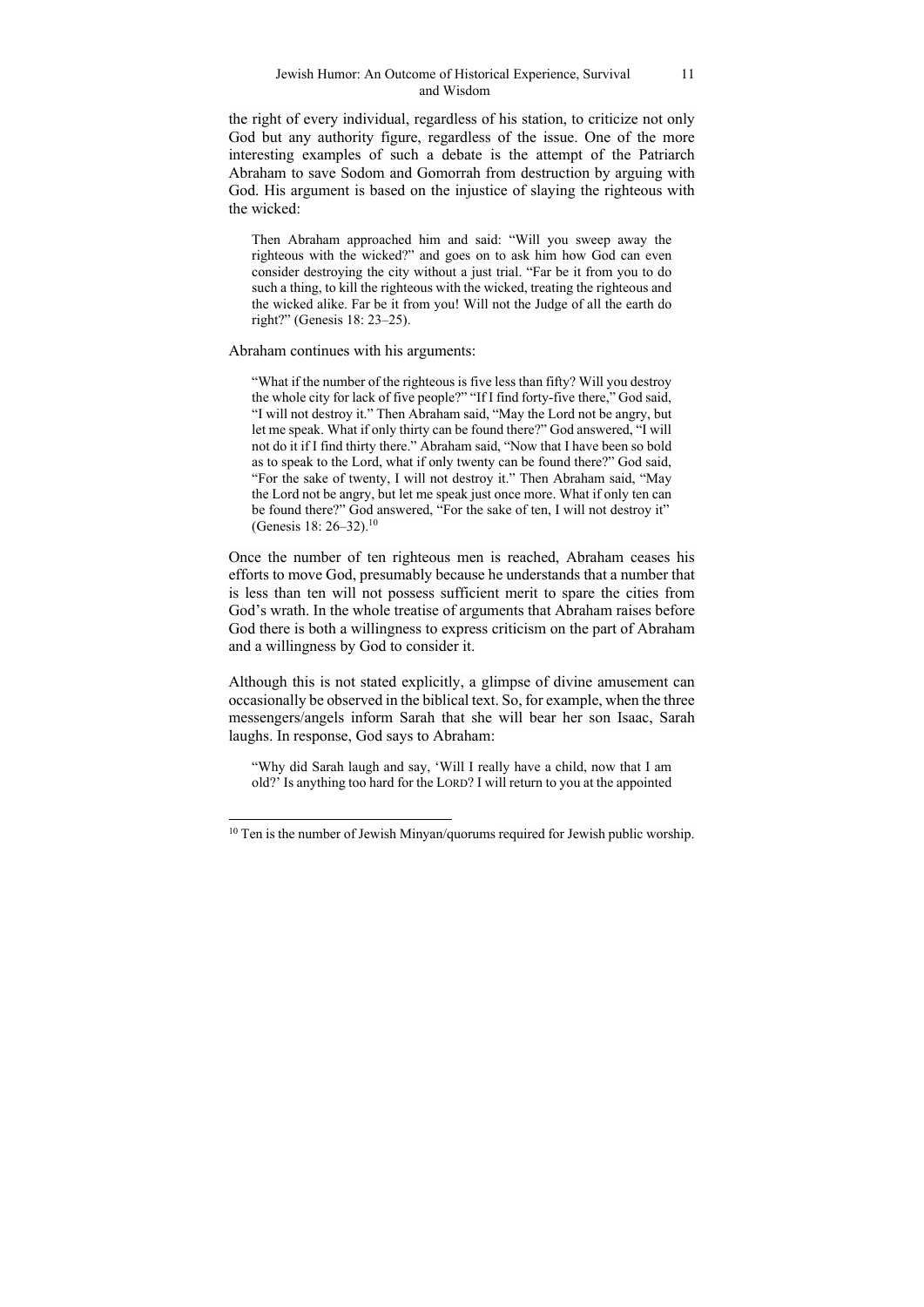the right of every individual, regardless of his station, to criticize not only God but any authority figure, regardless of the issue. One of the more interesting examples of such a debate is the attempt of the Patriarch Abraham to save Sodom and Gomorrah from destruction by arguing with God. His argument is based on the injustice of slaying the righteous with the wicked:

> Then Abraham approached him and said: "Will you sweep away the righteous with the wicked?" and goes on to ask him how God can even consider destroying the city without a just trial. "Far be it from you to do such a thing, to kill the righteous with the wicked, treating the righteous and the wicked alike. Far be it from you! Will not the Judge of all the earth do right?" (Genesis 18: 23–25).

Abraham continues with his arguments:

> "What if the number of the righteous is five less than fifty? Will you destroy the whole city for lack of five people?" "If I find forty-five there," God said, "I will not destroy it." Then Abraham said, "May the Lord not be angry, but let me speak. What if only thirty can be found there?" God answered, "I will not do it if I find thirty there." Abraham said, "Now that I have been so bold as to speak to the Lord, what if only twenty can be found there?" God said, "For the sake of twenty, I will not destroy it." Then Abraham said, "May the Lord not be angry, but let me speak just once more. What if only ten can be found there?" God answered, "For the sake of ten, I will not destroy it" (Genesis 18: 26–32).[10]

Once the number of ten righteous men is reached, Abraham ceases his efforts to move God, presumably because he understands that a number that is less than ten will not possess sufficient merit to spare the cities from God's wrath. In the whole treatise of arguments that Abraham raises before God there is both a willingness to express criticism on the part of Abraham and a willingness by God to consider it.

Although this is not stated explicitly, a glimpse of divine amusement can occasionally be observed in the biblical text. So, for example, when the three messengers/angels inform Sarah that she will bear her son Isaac, Sarah laughs. In response, God says to Abraham:

> "Why did Sarah laugh and say, 'Will I really have a child, now that I am old?' Is anything too hard for the LORD? I will return to you at the appointed

[10] Ten is the number of Jewish Minyan/quorums required for Jewish public worship.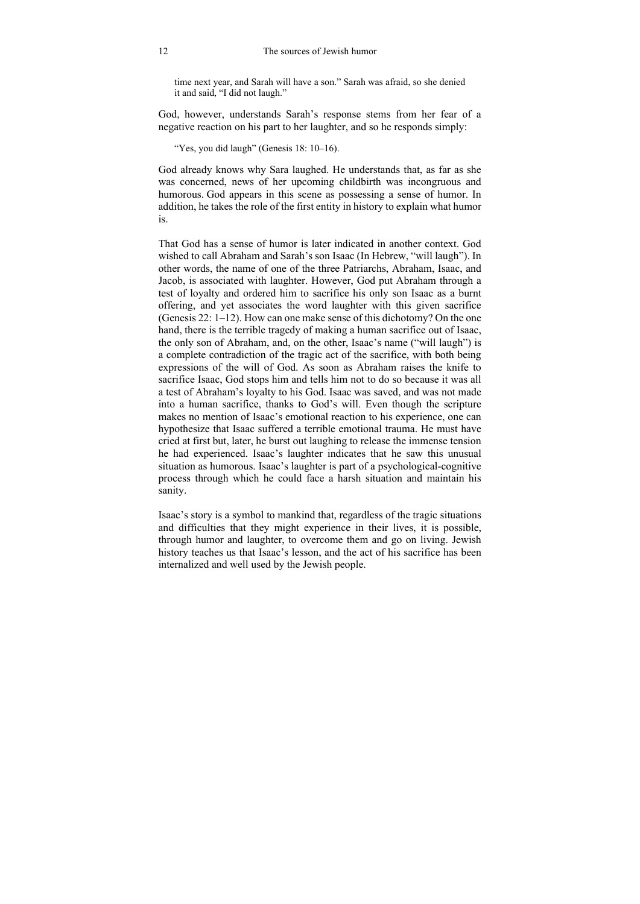> time next year, and Sarah will have a son." Sarah was afraid, so she denied it and said, "I did not laugh."

God, however, understands Sarah's response stems from her fear of a negative reaction on his part to her laughter, and so he responds simply:

> "Yes, you did laugh" (Genesis 18: 10–16).

God already knows why Sara laughed. He understands that, as far as she was concerned, news of her upcoming childbirth was incongruous and humorous. God appears in this scene as possessing a sense of humor. In addition, he takes the role of the first entity in history to explain what humor is.

That God has a sense of humor is later indicated in another context. God wished to call Abraham and Sarah's son Isaac (In Hebrew, "will laugh"). In other words, the name of one of the three Patriarchs, Abraham, Isaac, and Jacob, is associated with laughter. However, God put Abraham through a test of loyalty and ordered him to sacrifice his only son Isaac as a burnt offering, and yet associates the word laughter with this given sacrifice (Genesis 22: 1–12). How can one make sense of this dichotomy? On the one hand, there is the terrible tragedy of making a human sacrifice out of Isaac, the only son of Abraham, and, on the other, Isaac's name ("will laugh") is a complete contradiction of the tragic act of the sacrifice, with both being expressions of the will of God. As soon as Abraham raises the knife to sacrifice Isaac, God stops him and tells him not to do so because it was all a test of Abraham's loyalty to his God. Isaac was saved, and was not made into a human sacrifice, thanks to God's will. Even though the scripture makes no mention of Isaac's emotional reaction to his experience, one can hypothesize that Isaac suffered a terrible emotional trauma. He must have cried at first but, later, he burst out laughing to release the immense tension he had experienced. Isaac's laughter indicates that he saw this unusual situation as humorous. Isaac's laughter is part of a psychological-cognitive process through which he could face a harsh situation and maintain his sanity.

Isaac's story is a symbol to mankind that, regardless of the tragic situations and difficulties that they might experience in their lives, it is possible, through humor and laughter, to overcome them and go on living. Jewish history teaches us that Isaac's lesson, and the act of his sacrifice has been internalized and well used by the Jewish people.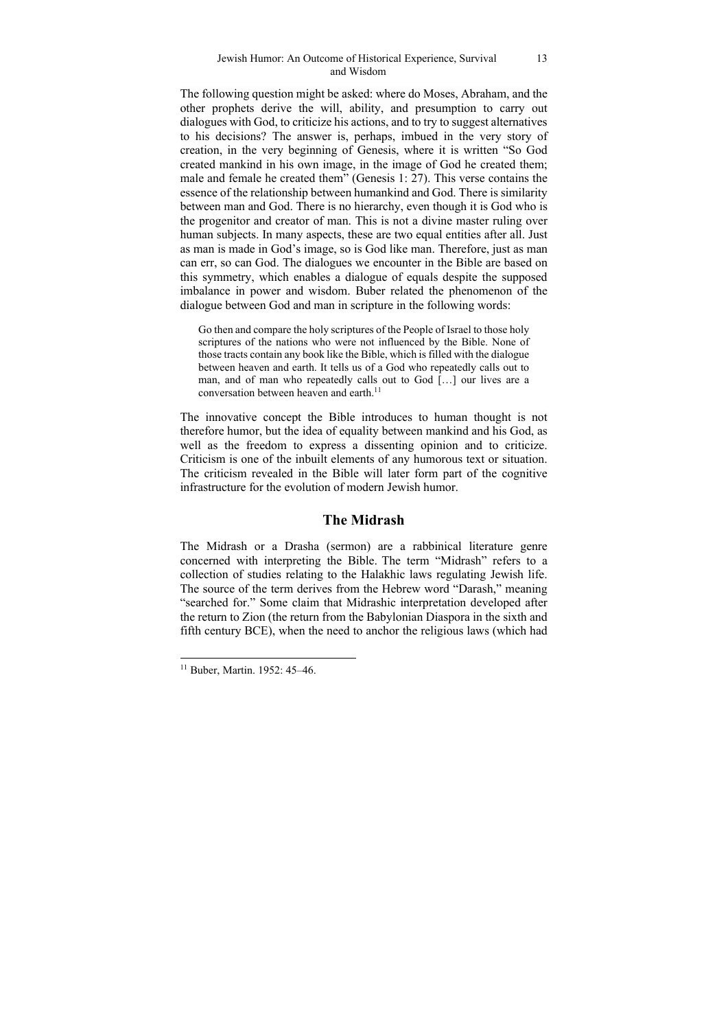The following question might be asked: where do Moses, Abraham, and the other prophets derive the will, ability, and presumption to carry out dialogues with God, to criticize his actions, and to try to suggest alternatives to his decisions? The answer is, perhaps, imbued in the very story of creation, in the very beginning of Genesis, where it is written "So God created mankind in his own image, in the image of God he created them; male and female he created them" (Genesis 1: 27). This verse contains the essence of the relationship between humankind and God. There is similarity between man and God. There is no hierarchy, even though it is God who is the progenitor and creator of man. This is not a divine master ruling over human subjects. In many aspects, these are two equal entities after all. Just as man is made in God's image, so is God like man. Therefore, just as man can err, so can God. The dialogues we encounter in the Bible are based on this symmetry, which enables a dialogue of equals despite the supposed imbalance in power and wisdom. Buber related the phenomenon of the dialogue between God and man in scripture in the following words:

> Go then and compare the holy scriptures of the People of Israel to those holy scriptures of the nations who were not influenced by the Bible. None of those tracts contain any book like the Bible, which is filled with the dialogue between heaven and earth. It tells us of a God who repeatedly calls out to man, and of man who repeatedly calls out to God […] our lives are a conversation between heaven and earth.[11]

The innovative concept the Bible introduces to human thought is not therefore humor, but the idea of equality between mankind and his God, as well as the freedom to express a dissenting opinion and to criticize. Criticism is one of the inbuilt elements of any humorous text or situation. The criticism revealed in the Bible will later form part of the cognitive infrastructure for the evolution of modern Jewish humor.

## The Midrash

The Midrash or a Drasha (sermon) are a rabbinical literature genre concerned with interpreting the Bible. The term "Midrash" refers to a collection of studies relating to the Halakhic laws regulating Jewish life. The source of the term derives from the Hebrew word "Darash," meaning "searched for." Some claim that Midrashic interpretation developed after the return to Zion (the return from the Babylonian Diaspora in the sixth and fifth century BCE), when the need to anchor the religious laws (which had

---

[11] Buber, Martin. 1952: 45–46.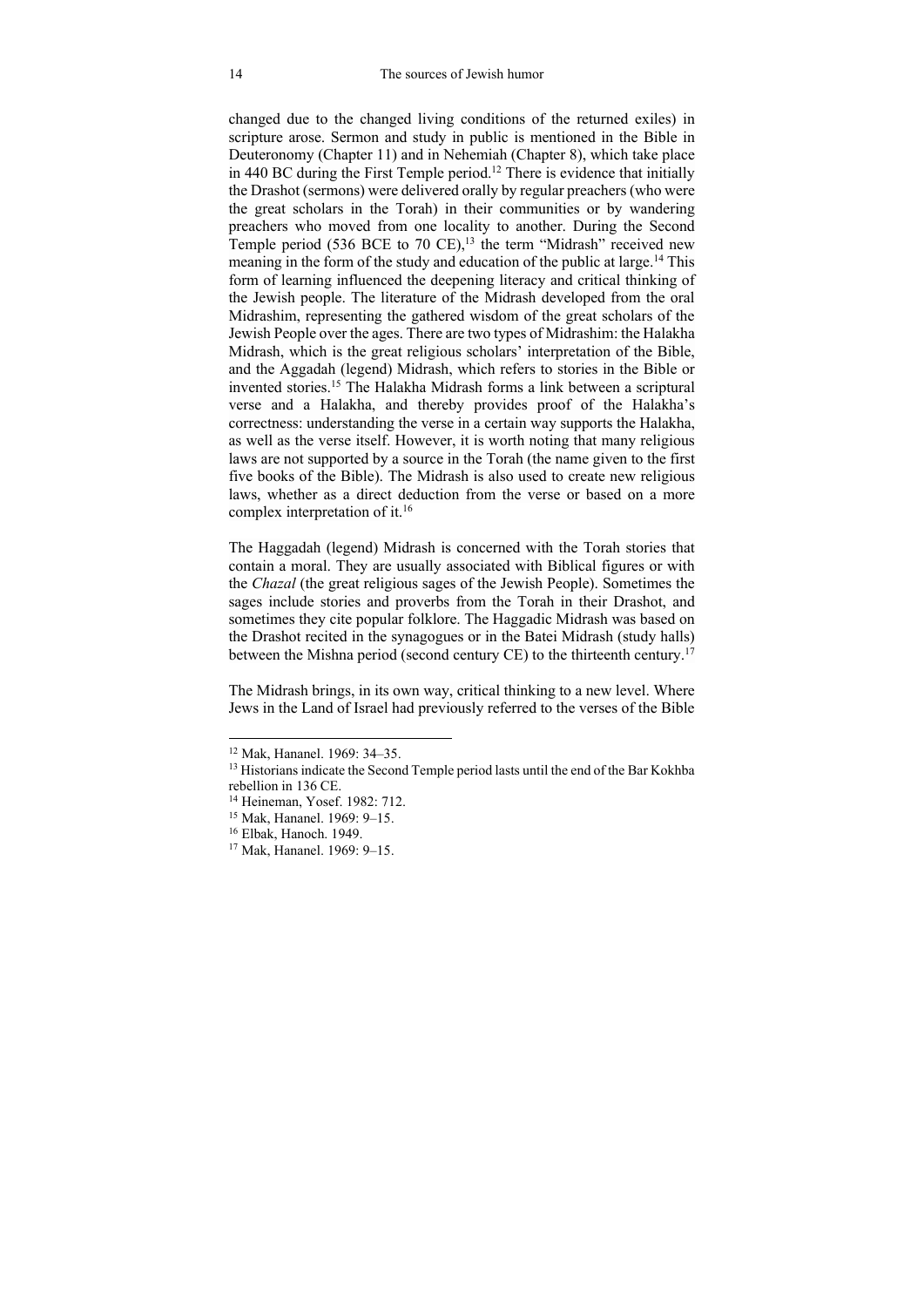changed due to the changed living conditions of the returned exiles) in scripture arose. Sermon and study in public is mentioned in the Bible in Deuteronomy (Chapter 11) and in Nehemiah (Chapter 8), which take place in 440 BC during the First Temple period.[12] There is evidence that initially the Drashot (sermons) were delivered orally by regular preachers (who were the great scholars in the Torah) in their communities or by wandering preachers who moved from one locality to another. During the Second Temple period (536 BCE to 70 CE),[13] the term "Midrash" received new meaning in the form of the study and education of the public at large.[14] This form of learning influenced the deepening literacy and critical thinking of the Jewish people. The literature of the Midrash developed from the oral Midrashim, representing the gathered wisdom of the great scholars of the Jewish People over the ages. There are two types of Midrashim: the Halakha Midrash, which is the great religious scholars' interpretation of the Bible, and the Aggadah (legend) Midrash, which refers to stories in the Bible or invented stories.[15] The Halakha Midrash forms a link between a scriptural verse and a Halakha, and thereby provides proof of the Halakha's correctness: understanding the verse in a certain way supports the Halakha, as well as the verse itself. However, it is worth noting that many religious laws are not supported by a source in the Torah (the name given to the first five books of the Bible). The Midrash is also used to create new religious laws, whether as a direct deduction from the verse or based on a more complex interpretation of it.[16]

The Haggadah (legend) Midrash is concerned with the Torah stories that contain a moral. They are usually associated with Biblical figures or with the *Chazal* (the great religious sages of the Jewish People). Sometimes the sages include stories and proverbs from the Torah in their Drashot, and sometimes they cite popular folklore. The Haggadic Midrash was based on the Drashot recited in the synagogues or in the Batei Midrash (study halls) between the Mishna period (second century CE) to the thirteenth century.[17]

The Midrash brings, in its own way, critical thinking to a new level. Where Jews in the Land of Israel had previously referred to the verses of the Bible

---

[12] Mak, Hananel. 1969: 34–35.

[13] Historians indicate the Second Temple period lasts until the end of the Bar Kokhba rebellion in 136 CE.

[14] Heineman, Yosef. 1982: 712.

[15] Mak, Hananel. 1969: 9–15.

[16] Elbak, Hanoch. 1949.

[17] Mak, Hananel. 1969: 9–15.